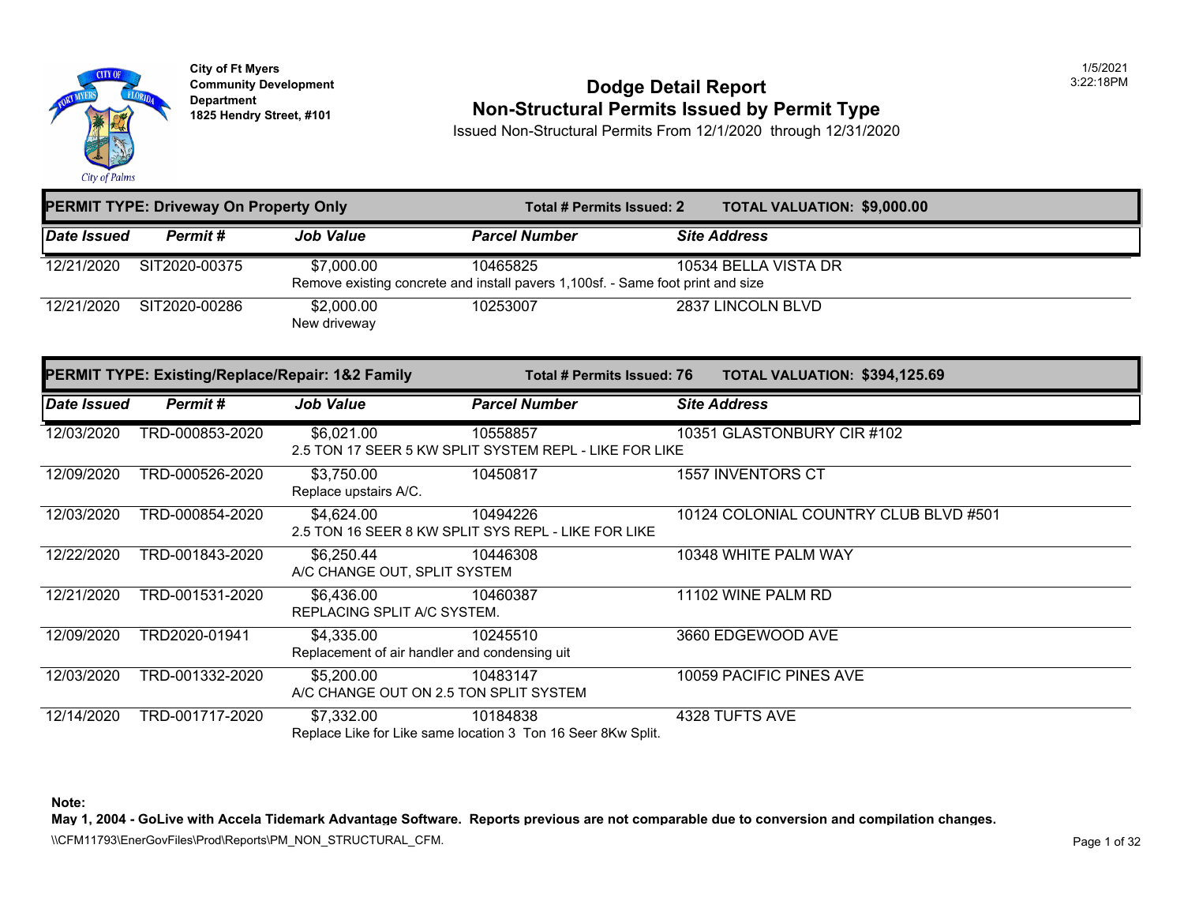City of Ft Myers
Community Development Department
1825 Hendry Street, #101

1/5/2021
3:22:18PM

# Dodge Detail Report
## Non-Structural Permits Issued by Permit Type

Issued Non-Structural Permits From 12/1/2020 through 12/31/2020

**PERMIT TYPE: Driveway On Property Only** — **Total # Permits Issued: 2** — **TOTAL VALUATION: $9,000.00**

| Date Issued | Permit # | Job Value | Parcel Number | Site Address |
|---|---|---|---|---|
| 12/21/2020 | SIT2020-00375 | $7,000.00 | 10465825 | 10534 BELLA VISTA DR |
| | | Remove existing concrete and install pavers 1,100sf. - Same foot print and size | | |
| 12/21/2020 | SIT2020-00286 | $2,000.00 | 10253007 | 2837 LINCOLN BLVD |
| | | New driveway | | |

**PERMIT TYPE: Existing/Replace/Repair: 1&2 Family** — **Total # Permits Issued: 76** — **TOTAL VALUATION: $394,125.69**

| Date Issued | Permit # | Job Value | Parcel Number | Site Address |
|---|---|---|---|---|
| 12/03/2020 | TRD-000853-2020 | $6,021.00 | 10558857 | 10351 GLASTONBURY CIR #102 |
| | | 2.5 TON 17 SEER 5 KW SPLIT SYSTEM REPL - LIKE FOR LIKE | | |
| 12/09/2020 | TRD-000526-2020 | $3,750.00 | 10450817 | 1557 INVENTORS CT |
| | | Replace upstairs A/C. | | |
| 12/03/2020 | TRD-000854-2020 | $4,624.00 | 10494226 | 10124 COLONIAL COUNTRY CLUB BLVD #501 |
| | | 2.5 TON 16 SEER 8 KW SPLIT SYS REPL - LIKE FOR LIKE | | |
| 12/22/2020 | TRD-001843-2020 | $6,250.44 | 10446308 | 10348 WHITE PALM WAY |
| | | A/C CHANGE OUT, SPLIT SYSTEM | | |
| 12/21/2020 | TRD-001531-2020 | $6,436.00 | 10460387 | 11102 WINE PALM RD |
| | | REPLACING SPLIT A/C SYSTEM. | | |
| 12/09/2020 | TRD2020-01941 | $4,335.00 | 10245510 | 3660 EDGEWOOD AVE |
| | | Replacement of air handler and condensing uit | | |
| 12/03/2020 | TRD-001332-2020 | $5,200.00 | 10483147 | 10059 PACIFIC PINES AVE |
| | | A/C CHANGE OUT ON 2.5 TON SPLIT SYSTEM | | |
| 12/14/2020 | TRD-001717-2020 | $7,332.00 | 10184838 | 4328 TUFTS AVE |
| | | Replace Like for Like same location 3 Ton 16 Seer 8Kw Split. | | |

**Note:**
**May 1, 2004 - GoLive with Accela Tidemark Advantage Software. Reports previous are not comparable due to conversion and compilation changes.**

\\CFM11793\EnerGovFiles\Prod\Reports\PM_NON_STRUCTURAL_CFM.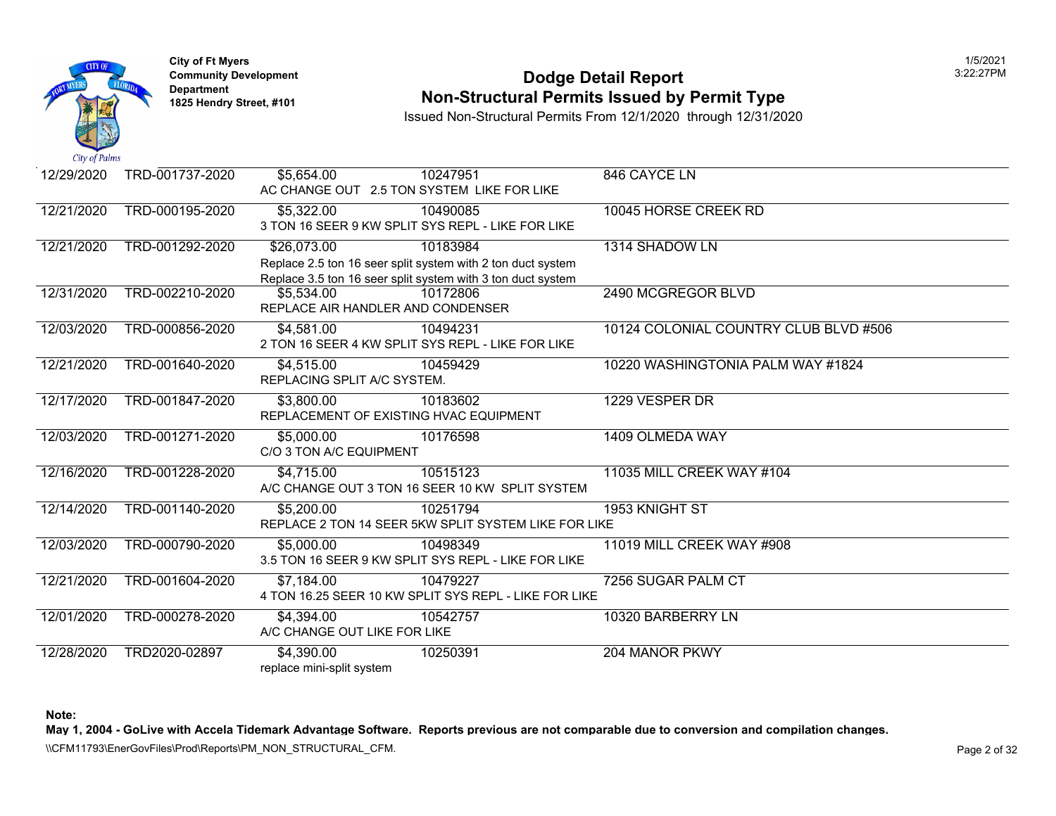**City of Ft Myers**
**Community Development Department**
**1825 Hendry Street, #101**

# Dodge Detail Report
## Non-Structural Permits Issued by Permit Type

Issued Non-Structural Permits From 12/1/2020 through 12/31/2020

1/5/2021
3:22:27PM

| Date | Permit # | Value | Parcel | Address |
|---|---|---|---|---|
| 12/29/2020 | TRD-001737-2020 | $5,654.00 | 10247951 | 846 CAYCE LN |
| | | AC CHANGE OUT 2.5 TON SYSTEM LIKE FOR LIKE | | |
| 12/21/2020 | TRD-000195-2020 | $5,322.00 | 10490085 | 10045 HORSE CREEK RD |
| | | 3 TON 16 SEER 9 KW SPLIT SYS REPL - LIKE FOR LIKE | | |
| 12/21/2020 | TRD-001292-2020 | $26,073.00 | 10183984 | 1314 SHADOW LN |
| | | Replace 2.5 ton 16 seer split system with 2 ton duct system<br>Replace 3.5 ton 16 seer split system with 3 ton duct system | | |
| 12/31/2020 | TRD-002210-2020 | $5,534.00 | 10172806 | 2490 MCGREGOR BLVD |
| | | REPLACE AIR HANDLER AND CONDENSER | | |
| 12/03/2020 | TRD-000856-2020 | $4,581.00 | 10494231 | 10124 COLONIAL COUNTRY CLUB BLVD #506 |
| | | 2 TON 16 SEER 4 KW SPLIT SYS REPL - LIKE FOR LIKE | | |
| 12/21/2020 | TRD-001640-2020 | $4,515.00 | 10459429 | 10220 WASHINGTONIA PALM WAY #1824 |
| | | REPLACING SPLIT A/C SYSTEM. | | |
| 12/17/2020 | TRD-001847-2020 | $3,800.00 | 10183602 | 1229 VESPER DR |
| | | REPLACEMENT OF EXISTING HVAC EQUIPMENT | | |
| 12/03/2020 | TRD-001271-2020 | $5,000.00 | 10176598 | 1409 OLMEDA WAY |
| | | C/O 3 TON A/C EQUIPMENT | | |
| 12/16/2020 | TRD-001228-2020 | $4,715.00 | 10515123 | 11035 MILL CREEK WAY #104 |
| | | A/C CHANGE OUT 3 TON 16 SEER 10 KW SPLIT SYSTEM | | |
| 12/14/2020 | TRD-001140-2020 | $5,200.00 | 10251794 | 1953 KNIGHT ST |
| | | REPLACE 2 TON 14 SEER 5KW SPLIT SYSTEM LIKE FOR LIKE | | |
| 12/03/2020 | TRD-000790-2020 | $5,000.00 | 10498349 | 11019 MILL CREEK WAY #908 |
| | | 3.5 TON 16 SEER 9 KW SPLIT SYS REPL - LIKE FOR LIKE | | |
| 12/21/2020 | TRD-001604-2020 | $7,184.00 | 10479227 | 7256 SUGAR PALM CT |
| | | 4 TON 16.25 SEER 10 KW SPLIT SYS REPL - LIKE FOR LIKE | | |
| 12/01/2020 | TRD-000278-2020 | $4,394.00 | 10542757 | 10320 BARBERRY LN |
| | | A/C CHANGE OUT LIKE FOR LIKE | | |
| 12/28/2020 | TRD2020-02897 | $4,390.00 | 10250391 | 204 MANOR PKWY |
| | | replace mini-split system | | |

**Note:**
**May 1, 2004 - GoLive with Accela Tidemark Advantage Software. Reports previous are not comparable due to conversion and compilation changes.**

\\CFM11793\EnerGovFiles\Prod\Reports\PM_NON_STRUCTURAL_CFM.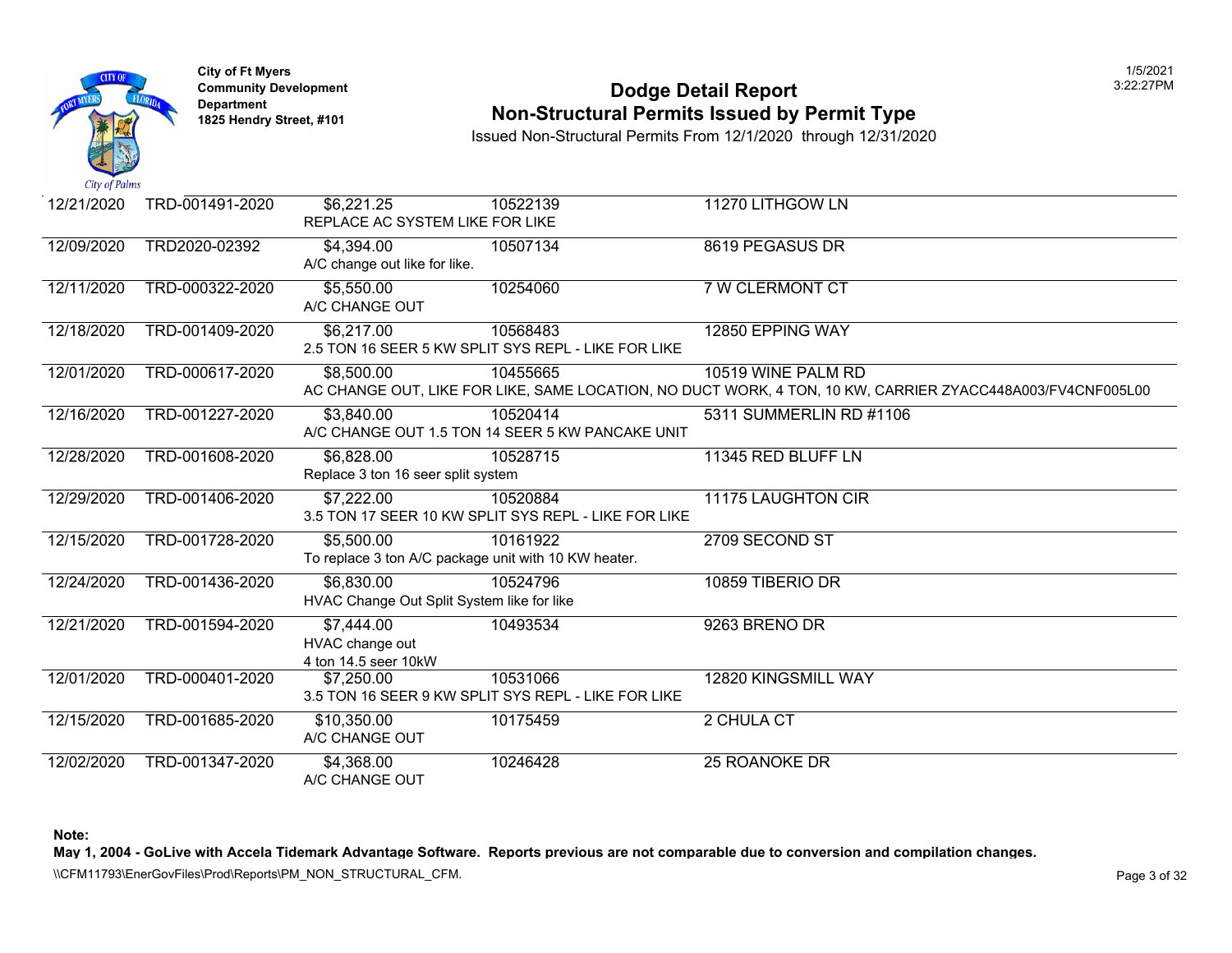City of Ft Myers
Community Development Department
1825 Hendry Street, #101

# Dodge Detail Report
## Non-Structural Permits Issued by Permit Type

Issued Non-Structural Permits From 12/1/2020 through 12/31/2020

| Date | Permit # | Value / Description | Parcel | Address |
|---|---|---|---|---|
| 12/21/2020 | TRD-001491-2020 | $6,221.25<br>REPLACE AC SYSTEM LIKE FOR LIKE | 10522139 | 11270 LITHGOW LN |
| 12/09/2020 | TRD2020-02392 | $4,394.00<br>A/C change out like for like. | 10507134 | 8619 PEGASUS DR |
| 12/11/2020 | TRD-000322-2020 | $5,550.00<br>A/C CHANGE OUT | 10254060 | 7 W CLERMONT CT |
| 12/18/2020 | TRD-001409-2020 | $6,217.00<br>2.5 TON 16 SEER 5 KW SPLIT SYS REPL - LIKE FOR LIKE | 10568483 | 12850 EPPING WAY |
| 12/01/2020 | TRD-000617-2020 | $8,500.00<br>AC CHANGE OUT, LIKE FOR LIKE, SAME LOCATION, NO DUCT WORK, 4 TON, 10 KW, CARRIER ZYACC448A003/FV4CNF005L00 | 10455665 | 10519 WINE PALM RD |
| 12/16/2020 | TRD-001227-2020 | $3,840.00<br>A/C CHANGE OUT 1.5 TON 14 SEER 5 KW PANCAKE UNIT | 10520414 | 5311 SUMMERLIN RD #1106 |
| 12/28/2020 | TRD-001608-2020 | $6,828.00<br>Replace 3 ton 16 seer split system | 10528715 | 11345 RED BLUFF LN |
| 12/29/2020 | TRD-001406-2020 | $7,222.00<br>3.5 TON 17 SEER 10 KW SPLIT SYS REPL - LIKE FOR LIKE | 10520884 | 11175 LAUGHTON CIR |
| 12/15/2020 | TRD-001728-2020 | $5,500.00<br>To replace 3 ton A/C package unit with 10 KW heater. | 10161922 | 2709 SECOND ST |
| 12/24/2020 | TRD-001436-2020 | $6,830.00<br>HVAC Change Out Split System like for like | 10524796 | 10859 TIBERIO DR |
| 12/21/2020 | TRD-001594-2020 | $7,444.00<br>HVAC change out<br>4 ton 14.5 seer 10kW | 10493534 | 9263 BRENO DR |
| 12/01/2020 | TRD-000401-2020 | $7,250.00<br>3.5 TON 16 SEER 9 KW SPLIT SYS REPL - LIKE FOR LIKE | 10531066 | 12820 KINGSMILL WAY |
| 12/15/2020 | TRD-001685-2020 | $10,350.00<br>A/C CHANGE OUT | 10175459 | 2 CHULA CT |
| 12/02/2020 | TRD-001347-2020 | $4,368.00<br>A/C CHANGE OUT | 10246428 | 25 ROANOKE DR |

**Note:**
**May 1, 2004 - GoLive with Accela Tidemark Advantage Software. Reports previous are not comparable due to conversion and compilation changes.**

\\CFM11793\EnerGovFiles\Prod\Reports\PM_NON_STRUCTURAL_CFM.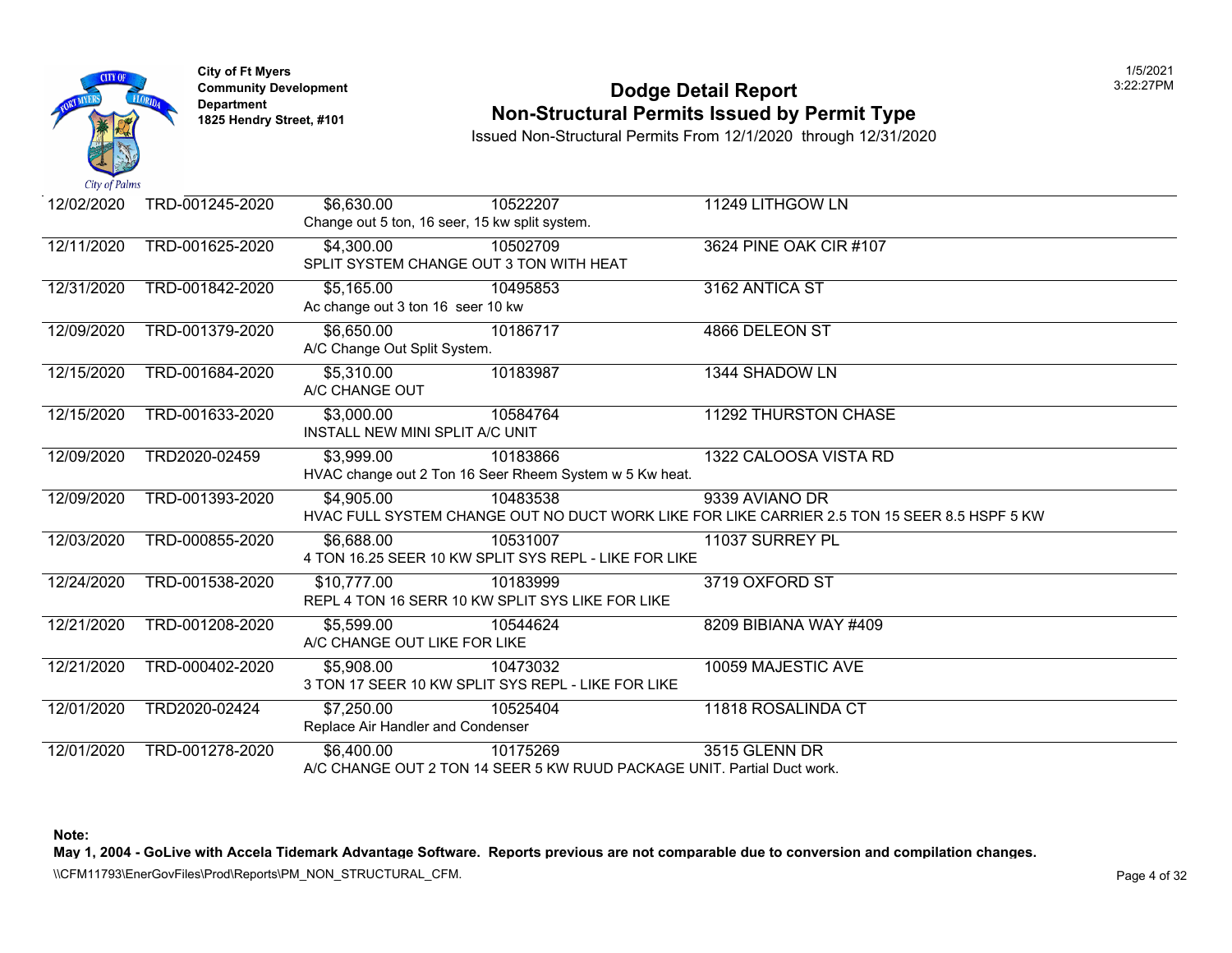City of Ft Myers
Community Development Department
1825 Hendry Street, #101

# Dodge Detail Report
## Non-Structural Permits Issued by Permit Type

Issued Non-Structural Permits From 12/1/2020 through 12/31/2020

| Date | Permit # | Value | Parcel | Address |
|---|---|---|---|---|
| 12/02/2020 | TRD-001245-2020 | $6,630.00 | 10522207 | 11249 LITHGOW LN |
| | | Change out 5 ton, 16 seer, 15 kw split system. | | |
| 12/11/2020 | TRD-001625-2020 | $4,300.00 | 10502709 | 3624 PINE OAK CIR #107 |
| | | SPLIT SYSTEM CHANGE OUT 3 TON WITH HEAT | | |
| 12/31/2020 | TRD-001842-2020 | $5,165.00 | 10495853 | 3162 ANTICA ST |
| | | Ac change out 3 ton 16 seer 10 kw | | |
| 12/09/2020 | TRD-001379-2020 | $6,650.00 | 10186717 | 4866 DELEON ST |
| | | A/C Change Out Split System. | | |
| 12/15/2020 | TRD-001684-2020 | $5,310.00 | 10183987 | 1344 SHADOW LN |
| | | A/C CHANGE OUT | | |
| 12/15/2020 | TRD-001633-2020 | $3,000.00 | 10584764 | 11292 THURSTON CHASE |
| | | INSTALL NEW MINI SPLIT A/C UNIT | | |
| 12/09/2020 | TRD2020-02459 | $3,999.00 | 10183866 | 1322 CALOOSA VISTA RD |
| | | HVAC change out 2 Ton 16 Seer Rheem System w 5 Kw heat. | | |
| 12/09/2020 | TRD-001393-2020 | $4,905.00 | 10483538 | 9339 AVIANO DR |
| | | HVAC FULL SYSTEM CHANGE OUT NO DUCT WORK LIKE FOR LIKE CARRIER 2.5 TON 15 SEER 8.5 HSPF 5 KW | | |
| 12/03/2020 | TRD-000855-2020 | $6,688.00 | 10531007 | 11037 SURREY PL |
| | | 4 TON 16.25 SEER 10 KW SPLIT SYS REPL - LIKE FOR LIKE | | |
| 12/24/2020 | TRD-001538-2020 | $10,777.00 | 10183999 | 3719 OXFORD ST |
| | | REPL 4 TON 16 SERR 10 KW SPLIT SYS LIKE FOR LIKE | | |
| 12/21/2020 | TRD-001208-2020 | $5,599.00 | 10544624 | 8209 BIBIANA WAY #409 |
| | | A/C CHANGE OUT LIKE FOR LIKE | | |
| 12/21/2020 | TRD-000402-2020 | $5,908.00 | 10473032 | 10059 MAJESTIC AVE |
| | | 3 TON 17 SEER 10 KW SPLIT SYS REPL - LIKE FOR LIKE | | |
| 12/01/2020 | TRD2020-02424 | $7,250.00 | 10525404 | 11818 ROSALINDA CT |
| | | Replace Air Handler and Condenser | | |
| 12/01/2020 | TRD-001278-2020 | $6,400.00 | 10175269 | 3515 GLENN DR |
| | | A/C CHANGE OUT 2 TON 14 SEER 5 KW RUUD PACKAGE UNIT. Partial Duct work. | | |

**Note:**
**May 1, 2004 - GoLive with Accela Tidemark Advantage Software. Reports previous are not comparable due to conversion and compilation changes.**

\\CFM11793\EnerGovFiles\Prod\Reports\PM_NON_STRUCTURAL_CFM.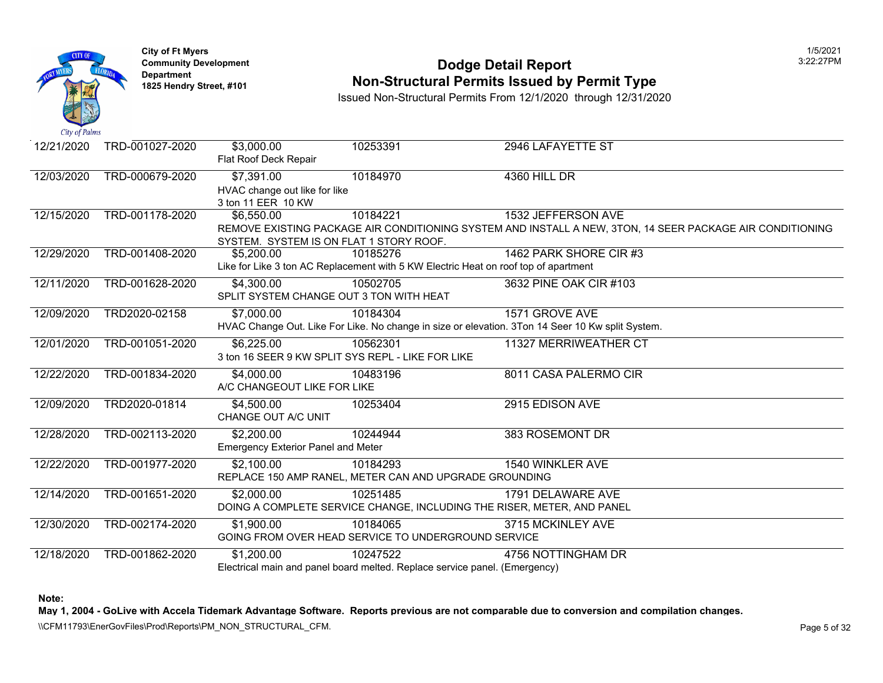City of Ft Myers
Community Development Department
1825 Hendry Street, #101

# Dodge Detail Report
## Non-Structural Permits Issued by Permit Type

Issued Non-Structural Permits From 12/1/2020 through 12/31/2020

| Date | Permit # | Valuation / Description | Parcel | Address |
|---|---|---|---|---|
| 12/21/2020 | TRD-001027-2020 | $3,000.00<br>Flat Roof Deck Repair | 10253391 | 2946 LAFAYETTE ST |
| 12/03/2020 | TRD-000679-2020 | $7,391.00<br>HVAC change out like for like 3 ton 11 EER 10 KW | 10184970 | 4360 HILL DR |
| 12/15/2020 | TRD-001178-2020 | $6,550.00<br>REMOVE EXISTING PACKAGE AIR CONDITIONING SYSTEM AND INSTALL A NEW, 3TON, 14 SEER PACKAGE AIR CONDITIONING SYSTEM. SYSTEM IS ON FLAT 1 STORY ROOF. | 10184221 | 1532 JEFFERSON AVE |
| 12/29/2020 | TRD-001408-2020 | $5,200.00<br>Like for Like 3 ton AC Replacement with 5 KW Electric Heat on roof top of apartment | 10185276 | 1462 PARK SHORE CIR #3 |
| 12/11/2020 | TRD-001628-2020 | $4,300.00<br>SPLIT SYSTEM CHANGE OUT 3 TON WITH HEAT | 10502705 | 3632 PINE OAK CIR #103 |
| 12/09/2020 | TRD2020-02158 | $7,000.00<br>HVAC Change Out. Like For Like. No change in size or elevation. 3Ton 14 Seer 10 Kw split System. | 10184304 | 1571 GROVE AVE |
| 12/01/2020 | TRD-001051-2020 | $6,225.00<br>3 ton 16 SEER 9 KW SPLIT SYS REPL - LIKE FOR LIKE | 10562301 | 11327 MERRIWEATHER CT |
| 12/22/2020 | TRD-001834-2020 | $4,000.00<br>A/C CHANGEOUT LIKE FOR LIKE | 10483196 | 8011 CASA PALERMO CIR |
| 12/09/2020 | TRD2020-01814 | $4,500.00<br>CHANGE OUT A/C UNIT | 10253404 | 2915 EDISON AVE |
| 12/28/2020 | TRD-002113-2020 | $2,200.00<br>Emergency Exterior Panel and Meter | 10244944 | 383 ROSEMONT DR |
| 12/22/2020 | TRD-001977-2020 | $2,100.00<br>REPLACE 150 AMP RANEL, METER CAN AND UPGRADE GROUNDING | 10184293 | 1540 WINKLER AVE |
| 12/14/2020 | TRD-001651-2020 | $2,000.00<br>DOING A COMPLETE SERVICE CHANGE, INCLUDING THE RISER, METER, AND PANEL | 10251485 | 1791 DELAWARE AVE |
| 12/30/2020 | TRD-002174-2020 | $1,900.00<br>GOING FROM OVER HEAD SERVICE TO UNDERGROUND SERVICE | 10184065 | 3715 MCKINLEY AVE |
| 12/18/2020 | TRD-001862-2020 | $1,200.00<br>Electrical main and panel board melted. Replace service panel. (Emergency) | 10247522 | 4756 NOTTINGHAM DR |

**Note:**
**May 1, 2004 - GoLive with Accela Tidemark Advantage Software. Reports previous are not comparable due to conversion and compilation changes.**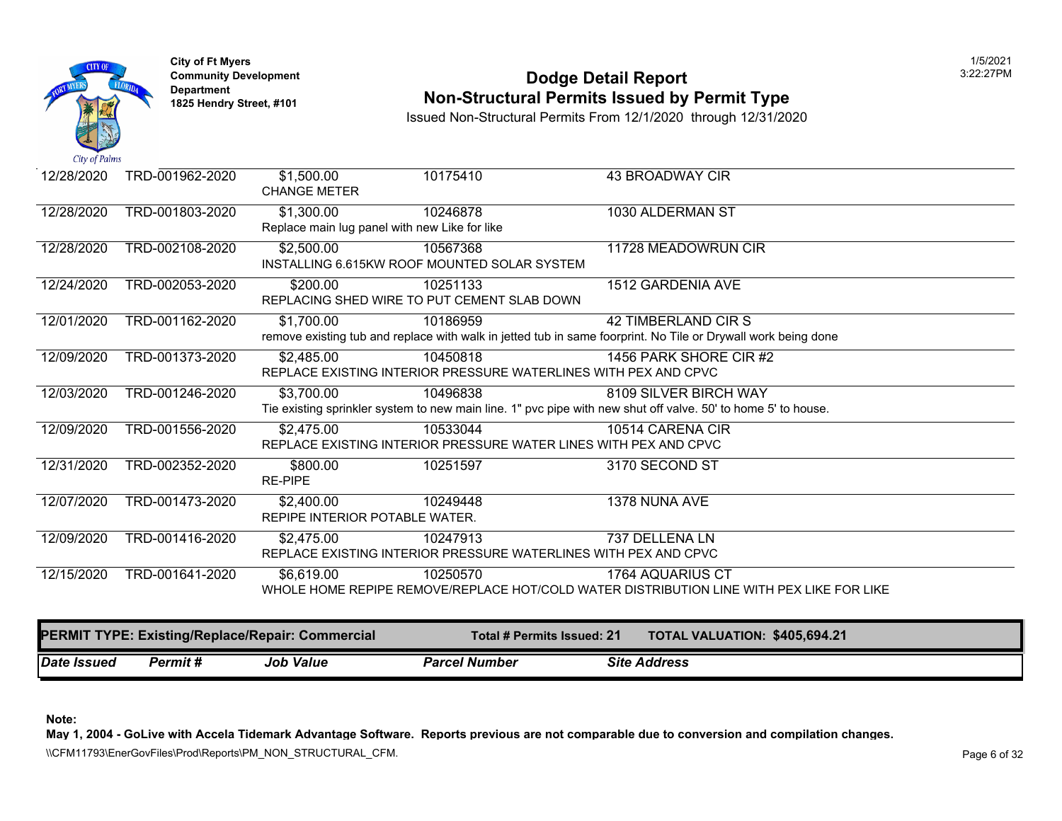City of Ft Myers
Community Development Department
1825 Hendry Street, #101

# Dodge Detail Report
## Non-Structural Permits Issued by Permit Type

Issued Non-Structural Permits From 12/1/2020 through 12/31/2020

| Date Issued | Permit # | Job Value | Parcel Number | Site Address |
|---|---|---|---|---|
| 12/28/2020 | TRD-001962-2020 | $1,500.00 | 10175410 | 43 BROADWAY CIR |
| | | CHANGE METER | | |
| 12/28/2020 | TRD-001803-2020 | $1,300.00 | 10246878 | 1030 ALDERMAN ST |
| | | Replace main lug panel with new Like for like | | |
| 12/28/2020 | TRD-002108-2020 | $2,500.00 | 10567368 | 11728 MEADOWRUN CIR |
| | | INSTALLING 6.615KW ROOF MOUNTED SOLAR SYSTEM | | |
| 12/24/2020 | TRD-002053-2020 | $200.00 | 10251133 | 1512 GARDENIA AVE |
| | | REPLACING SHED WIRE TO PUT CEMENT SLAB DOWN | | |
| 12/01/2020 | TRD-001162-2020 | $1,700.00 | 10186959 | 42 TIMBERLAND CIR S |
| | | remove existing tub and replace with walk in jetted tub in same foorprint. No Tile or Drywall work being done | | |
| 12/09/2020 | TRD-001373-2020 | $2,485.00 | 10450818 | 1456 PARK SHORE CIR #2 |
| | | REPLACE EXISTING INTERIOR PRESSURE WATERLINES WITH PEX AND CPVC | | |
| 12/03/2020 | TRD-001246-2020 | $3,700.00 | 10496838 | 8109 SILVER BIRCH WAY |
| | | Tie existing sprinkler system to new main line. 1" pvc pipe with new shut off valve. 50' to home 5' to house. | | |
| 12/09/2020 | TRD-001556-2020 | $2,475.00 | 10533044 | 10514 CARENA CIR |
| | | REPLACE EXISTING INTERIOR PRESSURE WATER LINES WITH PEX AND CPVC | | |
| 12/31/2020 | TRD-002352-2020 | $800.00 | 10251597 | 3170 SECOND ST |
| | | RE-PIPE | | |
| 12/07/2020 | TRD-001473-2020 | $2,400.00 | 10249448 | 1378 NUNA AVE |
| | | REPIPE INTERIOR POTABLE WATER. | | |
| 12/09/2020 | TRD-001416-2020 | $2,475.00 | 10247913 | 737 DELLENA LN |
| | | REPLACE EXISTING INTERIOR PRESSURE WATERLINES WITH PEX AND CPVC | | |
| 12/15/2020 | TRD-001641-2020 | $6,619.00 | 10250570 | 1764 AQUARIUS CT |
| | | WHOLE HOME REPIPE REMOVE/REPLACE HOT/COLD WATER DISTRIBUTION LINE WITH PEX LIKE FOR LIKE | | |

**PERMIT TYPE: Existing/Replace/Repair: Commercial** — **Total # Permits Issued: 21** — **TOTAL VALUATION: $405,694.21**

| *Date Issued* | *Permit #* | *Job Value* | *Parcel Number* | *Site Address* |
|---|---|---|---|---|

**Note:**
**May 1, 2004 - GoLive with Accela Tidemark Advantage Software. Reports previous are not comparable due to conversion and compilation changes.**

\\CFM11793\EnerGovFiles\Prod\Reports\PM_NON_STRUCTURAL_CFM.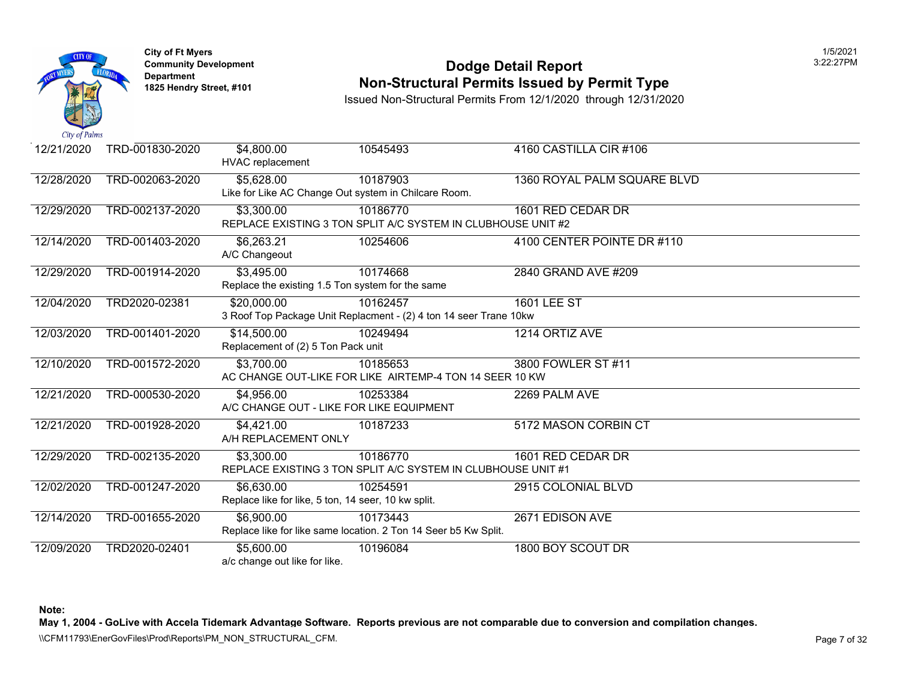# Dodge Detail Report

## Non-Structural Permits Issued by Permit Type

Issued Non-Structural Permits From 12/1/2020 through 12/31/2020

City of Ft Myers
Community Development Department
1825 Hendry Street, #101

| Date | Permit Number | Value | Parcel | Address |
|---|---|---|---|---|
| 12/21/2020 | TRD-001830-2020 | $4,800.00 | 10545493 | 4160 CASTILLA CIR #106 |
| | | HVAC replacement | | |
| 12/28/2020 | TRD-002063-2020 | $5,628.00 | 10187903 | 1360 ROYAL PALM SQUARE BLVD |
| | | Like for Like AC Change Out system in Chilcare Room. | | |
| 12/29/2020 | TRD-002137-2020 | $3,300.00 | 10186770 | 1601 RED CEDAR DR |
| | | REPLACE EXISTING 3 TON SPLIT A/C SYSTEM IN CLUBHOUSE UNIT #2 | | |
| 12/14/2020 | TRD-001403-2020 | $6,263.21 | 10254606 | 4100 CENTER POINTE DR #110 |
| | | A/C Changeout | | |
| 12/29/2020 | TRD-001914-2020 | $3,495.00 | 10174668 | 2840 GRAND AVE #209 |
| | | Replace the existing 1.5 Ton system for the same | | |
| 12/04/2020 | TRD2020-02381 | $20,000.00 | 10162457 | 1601 LEE ST |
| | | 3 Roof Top Package Unit Replacment - (2) 4 ton 14 seer Trane 10kw | | |
| 12/03/2020 | TRD-001401-2020 | $14,500.00 | 10249494 | 1214 ORTIZ AVE |
| | | Replacement of (2) 5 Ton Pack unit | | |
| 12/10/2020 | TRD-001572-2020 | $3,700.00 | 10185653 | 3800 FOWLER ST #11 |
| | | AC CHANGE OUT-LIKE FOR LIKE AIRTEMP-4 TON 14 SEER 10 KW | | |
| 12/21/2020 | TRD-000530-2020 | $4,956.00 | 10253384 | 2269 PALM AVE |
| | | A/C CHANGE OUT - LIKE FOR LIKE EQUIPMENT | | |
| 12/21/2020 | TRD-001928-2020 | $4,421.00 | 10187233 | 5172 MASON CORBIN CT |
| | | A/H REPLACEMENT ONLY | | |
| 12/29/2020 | TRD-002135-2020 | $3,300.00 | 10186770 | 1601 RED CEDAR DR |
| | | REPLACE EXISTING 3 TON SPLIT A/C SYSTEM IN CLUBHOUSE UNIT #1 | | |
| 12/02/2020 | TRD-001247-2020 | $6,630.00 | 10254591 | 2915 COLONIAL BLVD |
| | | Replace like for like, 5 ton, 14 seer, 10 kw split. | | |
| 12/14/2020 | TRD-001655-2020 | $6,900.00 | 10173443 | 2671 EDISON AVE |
| | | Replace like for like same location. 2 Ton 14 Seer b5 Kw Split. | | |
| 12/09/2020 | TRD2020-02401 | $5,600.00 | 10196084 | 1800 BOY SCOUT DR |
| | | a/c change out like for like. | | |

**Note:**
**May 1, 2004 - GoLive with Accela Tidemark Advantage Software. Reports previous are not comparable due to conversion and compilation changes.**

\\CFM11793\EnerGovFiles\Prod\Reports\PM_NON_STRUCTURAL_CFM.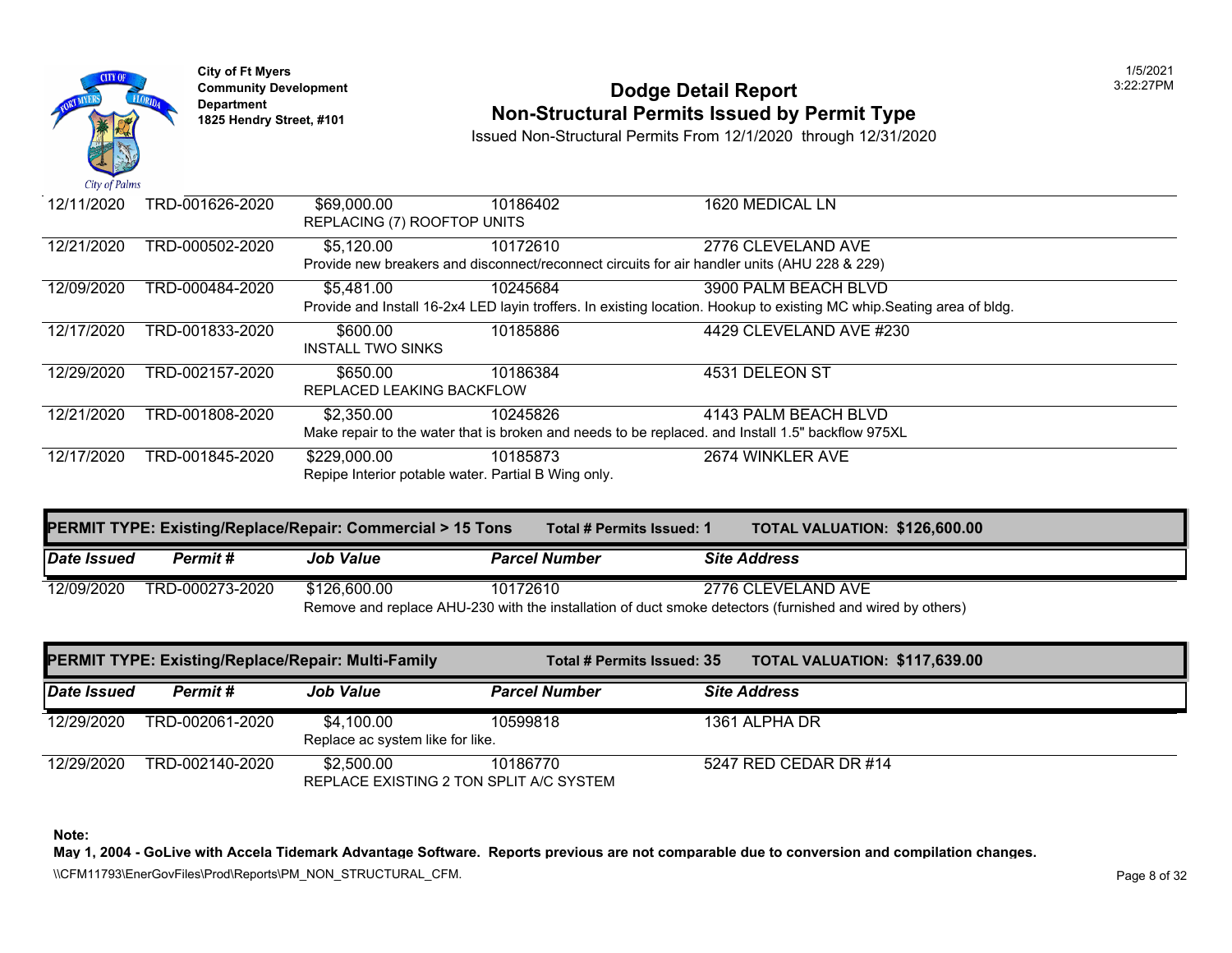City of Ft Myers
Community Development Department
1825 Hendry Street, #101

# Dodge Detail Report
## Non-Structural Permits Issued by Permit Type

Issued Non-Structural Permits From 12/1/2020 through 12/31/2020

| Date Issued | Permit # | Job Value | Parcel Number | Site Address |
|---|---|---|---|---|
| 12/11/2020 | TRD-001626-2020 | $69,000.00 | 10186402 | 1620 MEDICAL LN |
| | | REPLACING (7) ROOFTOP UNITS | | |
| 12/21/2020 | TRD-000502-2020 | $5,120.00 | 10172610 | 2776 CLEVELAND AVE |
| | | Provide new breakers and disconnect/reconnect circuits for air handler units (AHU 228 & 229) | | |
| 12/09/2020 | TRD-000484-2020 | $5,481.00 | 10245684 | 3900 PALM BEACH BLVD |
| | | Provide and Install 16-2x4 LED layin troffers. In existing location. Hookup to existing MC whip.Seating area of bldg. | | |
| 12/17/2020 | TRD-001833-2020 | $600.00 | 10185886 | 4429 CLEVELAND AVE #230 |
| | | INSTALL TWO SINKS | | |
| 12/29/2020 | TRD-002157-2020 | $650.00 | 10186384 | 4531 DELEON ST |
| | | REPLACED LEAKING BACKFLOW | | |
| 12/21/2020 | TRD-001808-2020 | $2,350.00 | 10245826 | 4143 PALM BEACH BLVD |
| | | Make repair to the water that is broken and needs to be replaced. and Install 1.5" backflow 975XL | | |
| 12/17/2020 | TRD-001845-2020 | $229,000.00 | 10185873 | 2674 WINKLER AVE |
| | | Repipe Interior potable water. Partial B Wing only. | | |

**PERMIT TYPE: Existing/Replace/Repair: Commercial > 15 Tons** — **Total # Permits Issued: 1** — **TOTAL VALUATION: $126,600.00**

| Date Issued | Permit # | Job Value | Parcel Number | Site Address |
|---|---|---|---|---|
| 12/09/2020 | TRD-000273-2020 | $126,600.00 | 10172610 | 2776 CLEVELAND AVE |
| | | Remove and replace AHU-230 with the installation of duct smoke detectors (furnished and wired by others) | | |

**PERMIT TYPE: Existing/Replace/Repair: Multi-Family** — **Total # Permits Issued: 35** — **TOTAL VALUATION: $117,639.00**

| Date Issued | Permit # | Job Value | Parcel Number | Site Address |
|---|---|---|---|---|
| 12/29/2020 | TRD-002061-2020 | $4,100.00 | 10599818 | 1361 ALPHA DR |
| | | Replace ac system like for like. | | |
| 12/29/2020 | TRD-002140-2020 | $2,500.00 | 10186770 | 5247 RED CEDAR DR #14 |
| | | REPLACE EXISTING 2 TON SPLIT A/C SYSTEM | | |

**Note:**
**May 1, 2004 - GoLive with Accela Tidemark Advantage Software. Reports previous are not comparable due to conversion and compilation changes.**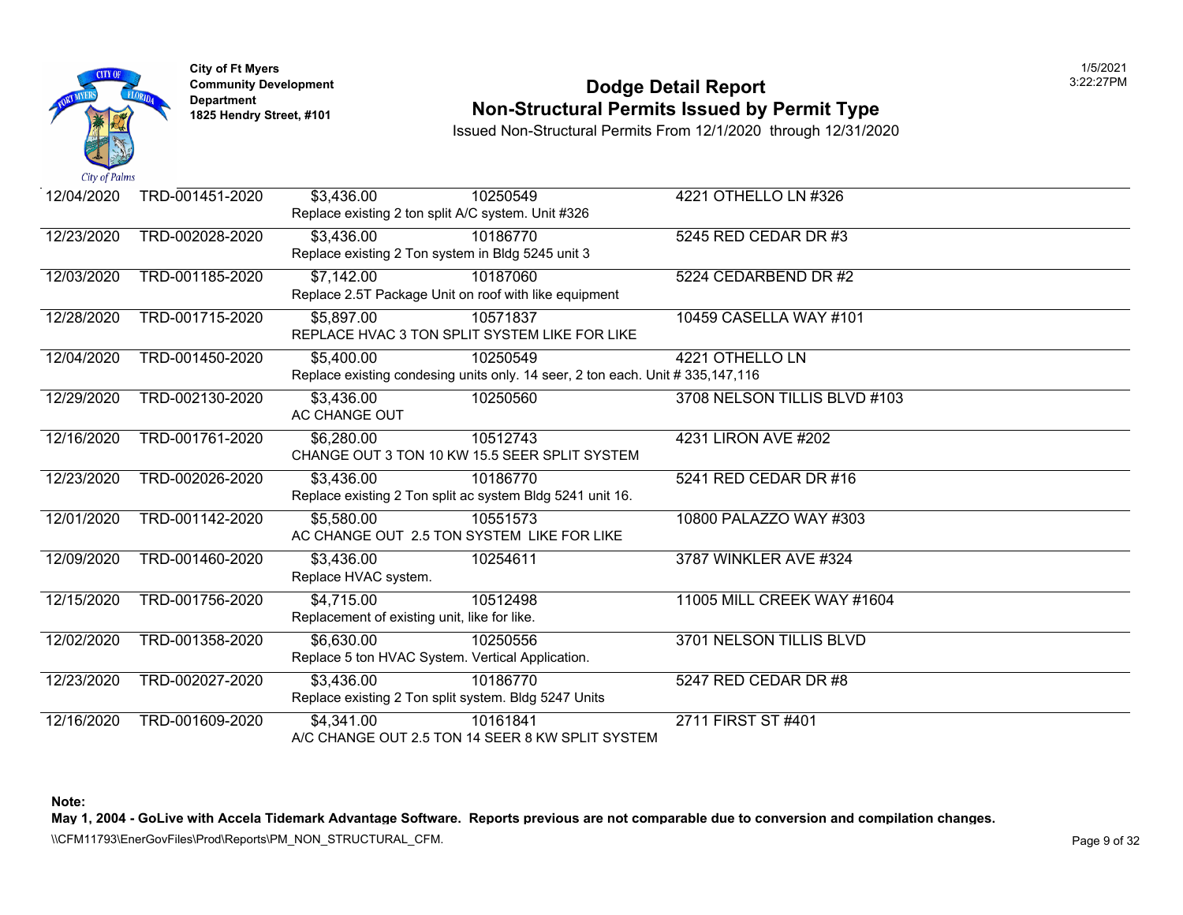City of Ft Myers
Community Development Department
1825 Hendry Street, #101

# Dodge Detail Report
## Non-Structural Permits Issued by Permit Type

Issued Non-Structural Permits From 12/1/2020 through 12/31/2020

1/5/2021
3:22:27PM

| Date | Permit | Value | Parcel | Address |
|---|---|---|---|---|
| 12/04/2020 | TRD-001451-2020 | $3,436.00 | 10250549 | 4221 OTHELLO LN #326 |
| | | Replace existing 2 ton split A/C system. Unit #326 | | |
| 12/23/2020 | TRD-002028-2020 | $3,436.00 | 10186770 | 5245 RED CEDAR DR #3 |
| | | Replace existing 2 Ton system in Bldg 5245 unit 3 | | |
| 12/03/2020 | TRD-001185-2020 | $7,142.00 | 10187060 | 5224 CEDARBEND DR #2 |
| | | Replace 2.5T Package Unit on roof with like equipment | | |
| 12/28/2020 | TRD-001715-2020 | $5,897.00 | 10571837 | 10459 CASELLA WAY #101 |
| | | REPLACE HVAC 3 TON SPLIT SYSTEM LIKE FOR LIKE | | |
| 12/04/2020 | TRD-001450-2020 | $5,400.00 | 10250549 | 4221 OTHELLO LN |
| | | Replace existing condesing units only. 14 seer, 2 ton each. Unit # 335,147,116 | | |
| 12/29/2020 | TRD-002130-2020 | $3,436.00 | 10250560 | 3708 NELSON TILLIS BLVD #103 |
| | | AC CHANGE OUT | | |
| 12/16/2020 | TRD-001761-2020 | $6,280.00 | 10512743 | 4231 LIRON AVE #202 |
| | | CHANGE OUT 3 TON 10 KW 15.5 SEER SPLIT SYSTEM | | |
| 12/23/2020 | TRD-002026-2020 | $3,436.00 | 10186770 | 5241 RED CEDAR DR #16 |
| | | Replace existing 2 Ton split ac system Bldg 5241 unit 16. | | |
| 12/01/2020 | TRD-001142-2020 | $5,580.00 | 10551573 | 10800 PALAZZO WAY #303 |
| | | AC CHANGE OUT 2.5 TON SYSTEM LIKE FOR LIKE | | |
| 12/09/2020 | TRD-001460-2020 | $3,436.00 | 10254611 | 3787 WINKLER AVE #324 |
| | | Replace HVAC system. | | |
| 12/15/2020 | TRD-001756-2020 | $4,715.00 | 10512498 | 11005 MILL CREEK WAY #1604 |
| | | Replacement of existing unit, like for like. | | |
| 12/02/2020 | TRD-001358-2020 | $6,630.00 | 10250556 | 3701 NELSON TILLIS BLVD |
| | | Replace 5 ton HVAC System. Vertical Application. | | |
| 12/23/2020 | TRD-002027-2020 | $3,436.00 | 10186770 | 5247 RED CEDAR DR #8 |
| | | Replace existing 2 Ton split system. Bldg 5247 Units | | |
| 12/16/2020 | TRD-001609-2020 | $4,341.00 | 10161841 | 2711 FIRST ST #401 |
| | | A/C CHANGE OUT 2.5 TON 14 SEER 8 KW SPLIT SYSTEM | | |

**Note:**
**May 1, 2004 - GoLive with Accela Tidemark Advantage Software. Reports previous are not comparable due to conversion and compilation changes.**

\\CFM11793\EnerGovFiles\Prod\Reports\PM_NON_STRUCTURAL_CFM.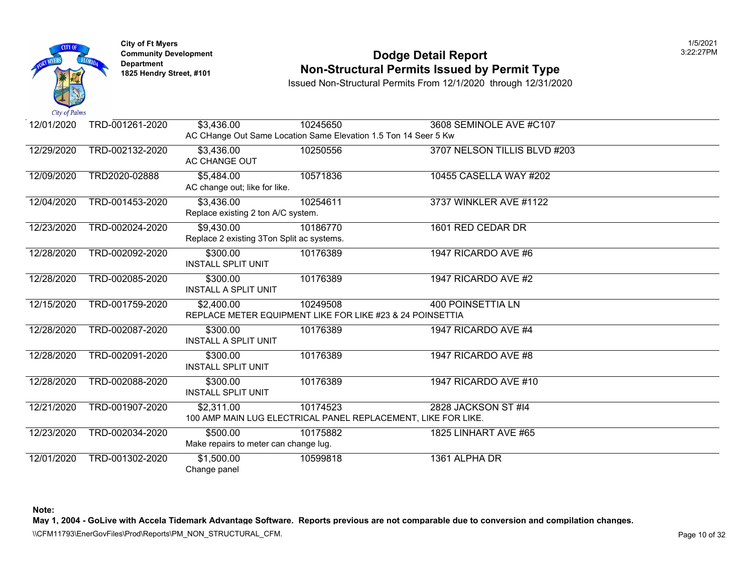City of Ft Myers
Community Development Department
1825 Hendry Street, #101

# Dodge Detail Report
## Non-Structural Permits Issued by Permit Type

Issued Non-Structural Permits From 12/1/2020 through 12/31/2020

| Date | Permit # | Value | Parcel | Address / Description |
|---|---|---|---|---|
| 12/01/2020 | TRD-001261-2020 | $3,436.00 | 10245650 | 3608 SEMINOLE AVE #C107 |
| | | AC CHange Out Same Location Same Elevation 1.5 Ton 14 Seer 5 Kw | | |
| 12/29/2020 | TRD-002132-2020 | $3,436.00 | 10250556 | 3707 NELSON TILLIS BLVD #203 |
| | | AC CHANGE OUT | | |
| 12/09/2020 | TRD2020-02888 | $5,484.00 | 10571836 | 10455 CASELLA WAY #202 |
| | | AC change out; like for like. | | |
| 12/04/2020 | TRD-001453-2020 | $3,436.00 | 10254611 | 3737 WINKLER AVE #1122 |
| | | Replace existing 2 ton A/C system. | | |
| 12/23/2020 | TRD-002024-2020 | $9,430.00 | 10186770 | 1601 RED CEDAR DR |
| | | Replace 2 existing 3Ton Split ac systems. | | |
| 12/28/2020 | TRD-002092-2020 | $300.00 | 10176389 | 1947 RICARDO AVE #6 |
| | | INSTALL SPLIT UNIT | | |
| 12/28/2020 | TRD-002085-2020 | $300.00 | 10176389 | 1947 RICARDO AVE #2 |
| | | INSTALL A SPLIT UNIT | | |
| 12/15/2020 | TRD-001759-2020 | $2,400.00 | 10249508 | 400 POINSETTIA LN |
| | | REPLACE METER EQUIPMENT LIKE FOR LIKE #23 & 24 POINSETTIA | | |
| 12/28/2020 | TRD-002087-2020 | $300.00 | 10176389 | 1947 RICARDO AVE #4 |
| | | INSTALL A SPLIT UNIT | | |
| 12/28/2020 | TRD-002091-2020 | $300.00 | 10176389 | 1947 RICARDO AVE #8 |
| | | INSTALL SPLIT UNIT | | |
| 12/28/2020 | TRD-002088-2020 | $300.00 | 10176389 | 1947 RICARDO AVE #10 |
| | | INSTALL SPLIT UNIT | | |
| 12/21/2020 | TRD-001907-2020 | $2,311.00 | 10174523 | 2828 JACKSON ST #I4 |
| | | 100 AMP MAIN LUG ELECTRICAL PANEL REPLACEMENT, LIKE FOR LIKE. | | |
| 12/23/2020 | TRD-002034-2020 | $500.00 | 10175882 | 1825 LINHART AVE #65 |
| | | Make repairs to meter can change lug. | | |
| 12/01/2020 | TRD-001302-2020 | $1,500.00 | 10599818 | 1361 ALPHA DR |
| | | Change panel | | |

**Note:**

**May 1, 2004 - GoLive with Accela Tidemark Advantage Software. Reports previous are not comparable due to conversion and compilation changes.**

\\CFM11793\EnerGovFiles\Prod\Reports\PM_NON_STRUCTURAL_CFM.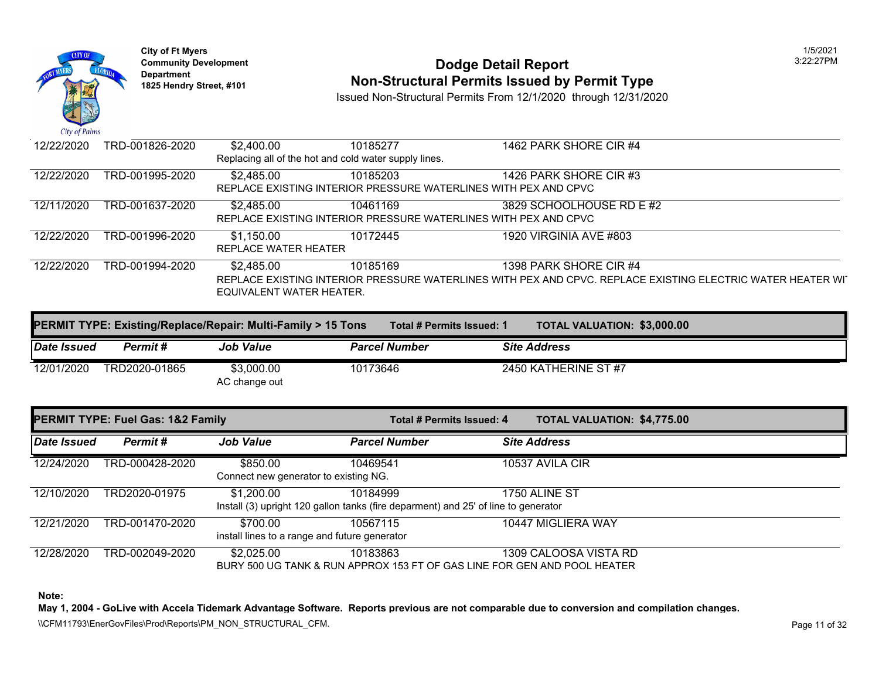City of Ft Myers
Community Development Department
1825 Hendry Street, #101

# Dodge Detail Report
## Non-Structural Permits Issued by Permit Type

Issued Non-Structural Permits From 12/1/2020 through 12/31/2020

| Date Issued | Permit # | Job Value | Parcel Number | Site Address |
|---|---|---|---|---|
| 12/22/2020 | TRD-001826-2020 | $2,400.00 | 10185277 | 1462 PARK SHORE CIR #4 |
| | | Replacing all of the hot and cold water supply lines. | | |
| 12/22/2020 | TRD-001995-2020 | $2,485.00 | 10185203 | 1426 PARK SHORE CIR #3 |
| | | REPLACE EXISTING INTERIOR PRESSURE WATERLINES WITH PEX AND CPVC | | |
| 12/11/2020 | TRD-001637-2020 | $2,485.00 | 10461169 | 3829 SCHOOLHOUSE RD E #2 |
| | | REPLACE EXISTING INTERIOR PRESSURE WATERLINES WITH PEX AND CPVC | | |
| 12/22/2020 | TRD-001996-2020 | $1,150.00 | 10172445 | 1920 VIRGINIA AVE #803 |
| | | REPLACE WATER HEATER | | |
| 12/22/2020 | TRD-001994-2020 | $2,485.00 | 10185169 | 1398 PARK SHORE CIR #4 |
| | | REPLACE EXISTING INTERIOR PRESSURE WATERLINES WITH PEX AND CPVC. REPLACE EXISTING ELECTRIC WATER HEATER WI EQUIVALENT WATER HEATER. | | |

**PERMIT TYPE: Existing/Replace/Repair: Multi-Family > 15 Tons** — **Total # Permits Issued: 1** — **TOTAL VALUATION: $3,000.00**

| Date Issued | Permit # | Job Value | Parcel Number | Site Address |
|---|---|---|---|---|
| 12/01/2020 | TRD2020-01865 | $3,000.00 | 10173646 | 2450 KATHERINE ST #7 |
| | | AC change out | | |

**PERMIT TYPE: Fuel Gas: 1&2 Family** — **Total # Permits Issued: 4** — **TOTAL VALUATION: $4,775.00**

| Date Issued | Permit # | Job Value | Parcel Number | Site Address |
|---|---|---|---|---|
| 12/24/2020 | TRD-000428-2020 | $850.00 | 10469541 | 10537 AVILA CIR |
| | | Connect new generator to existing NG. | | |
| 12/10/2020 | TRD2020-01975 | $1,200.00 | 10184999 | 1750 ALINE ST |
| | | Install (3) upright 120 gallon tanks (fire deparment) and 25' of line to generator | | |
| 12/21/2020 | TRD-001470-2020 | $700.00 | 10567115 | 10447 MIGLIERA WAY |
| | | install lines to a range and future generator | | |
| 12/28/2020 | TRD-002049-2020 | $2,025.00 | 10183863 | 1309 CALOOSA VISTA RD |
| | | BURY 500 UG TANK & RUN APPROX 153 FT OF GAS LINE FOR GEN AND POOL HEATER | | |

**Note:**
**May 1, 2004 - GoLive with Accela Tidemark Advantage Software. Reports previous are not comparable due to conversion and compilation changes.**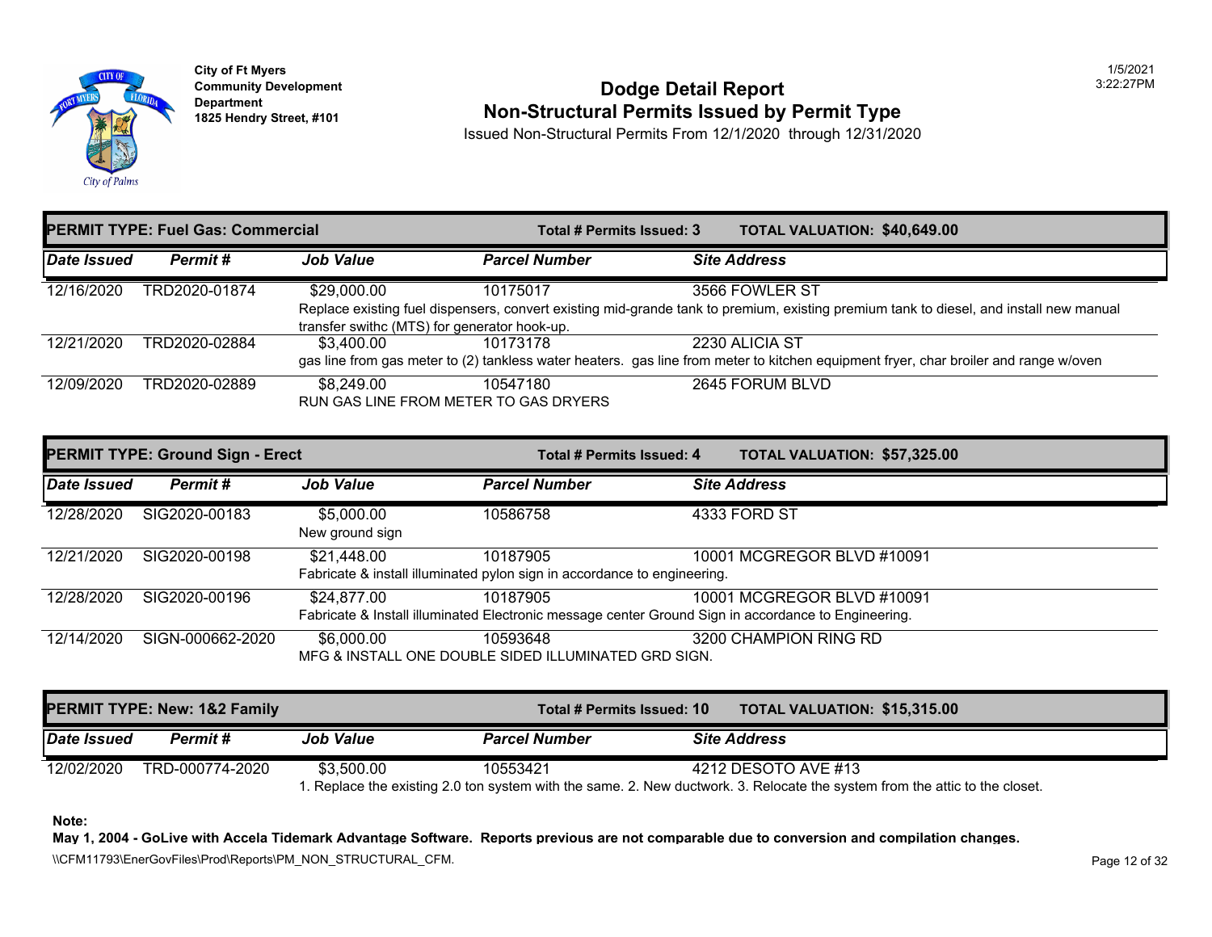City of Ft Myers
Community Development Department
1825 Hendry Street, #101

# Dodge Detail Report
## Non-Structural Permits Issued by Permit Type

Issued Non-Structural Permits From 12/1/2020 through 12/31/2020

1/5/2021
3:22:27PM

### PERMIT TYPE: Fuel Gas: Commercial — Total # Permits Issued: 3 — TOTAL VALUATION: $40,649.00

| Date Issued | Permit # | Job Value | Parcel Number | Site Address |
|---|---|---|---|---|
| 12/16/2020 | TRD2020-01874 | $29,000.00 | 10175017 | 3566 FOWLER ST |
| | | Replace existing fuel dispensers, convert existing mid-grande tank to premium, existing premium tank to diesel, and install new manual transfer swithc (MTS) for generator hook-up. | | |
| 12/21/2020 | TRD2020-02884 | $3,400.00 | 10173178 | 2230 ALICIA ST |
| | | gas line from gas meter to (2) tankless water heaters. gas line from meter to kitchen equipment fryer, char broiler and range w/oven | | |
| 12/09/2020 | TRD2020-02889 | $8,249.00 | 10547180 | 2645 FORUM BLVD |
| | | RUN GAS LINE FROM METER TO GAS DRYERS | | |

### PERMIT TYPE: Ground Sign - Erect — Total # Permits Issued: 4 — TOTAL VALUATION: $57,325.00

| Date Issued | Permit # | Job Value | Parcel Number | Site Address |
|---|---|---|---|---|
| 12/28/2020 | SIG2020-00183 | $5,000.00 | 10586758 | 4333 FORD ST |
| | | New ground sign | | |
| 12/21/2020 | SIG2020-00198 | $21,448.00 | 10187905 | 10001 MCGREGOR BLVD #10091 |
| | | Fabricate & install illuminated pylon sign in accordance to engineering. | | |
| 12/28/2020 | SIG2020-00196 | $24,877.00 | 10187905 | 10001 MCGREGOR BLVD #10091 |
| | | Fabricate & Install illuminated Electronic message center Ground Sign in accordance to Engineering. | | |
| 12/14/2020 | SIGN-000662-2020 | $6,000.00 | 10593648 | 3200 CHAMPION RING RD |
| | | MFG & INSTALL ONE DOUBLE SIDED ILLUMINATED GRD SIGN. | | |

### PERMIT TYPE: New: 1&2 Family — Total # Permits Issued: 10 — TOTAL VALUATION: $15,315.00

| Date Issued | Permit # | Job Value | Parcel Number | Site Address |
|---|---|---|---|---|
| 12/02/2020 | TRD-000774-2020 | $3,500.00 | 10553421 | 4212 DESOTO AVE #13 |
| | | 1. Replace the existing 2.0 ton system with the same. 2. New ductwork. 3. Relocate the system from the attic to the closet. | | |

**Note:**
**May 1, 2004 - GoLive with Accela Tidemark Advantage Software. Reports previous are not comparable due to conversion and compilation changes.**

\\CFM11793\EnerGovFiles\Prod\Reports\PM_NON_STRUCTURAL_CFM.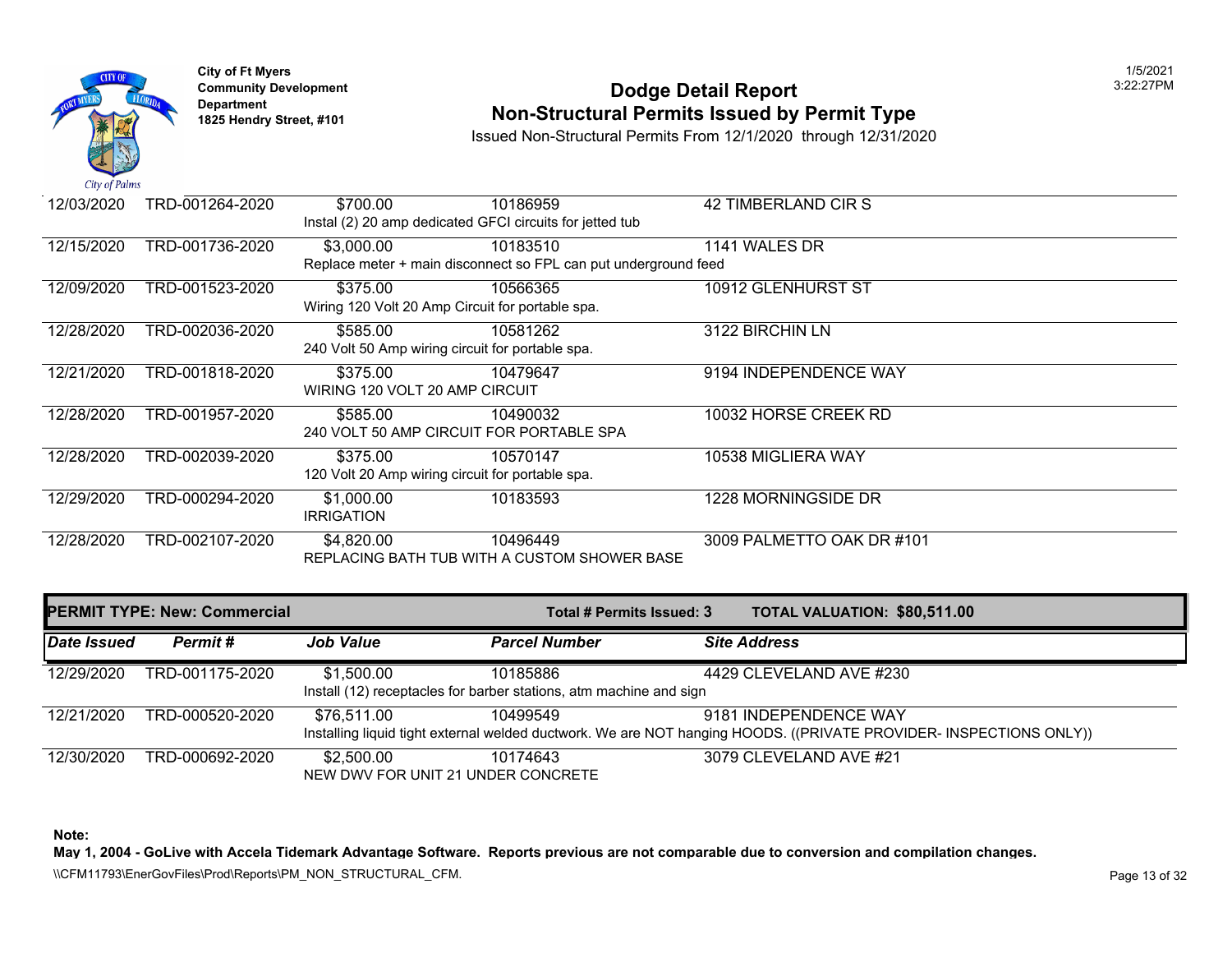City of Ft Myers
Community Development Department
1825 Hendry Street, #101

# Dodge Detail Report
## Non-Structural Permits Issued by Permit Type

Issued Non-Structural Permits From 12/1/2020 through 12/31/2020

| Date Issued | Permit # | Job Value | Parcel Number | Site Address |
|---|---|---|---|---|
| 12/03/2020 | TRD-001264-2020 | $700.00 | 10186959 | 42 TIMBERLAND CIR S |
| | | Instal (2) 20 amp dedicated GFCI circuits for jetted tub | | |
| 12/15/2020 | TRD-001736-2020 | $3,000.00 | 10183510 | 1141 WALES DR |
| | | Replace meter + main disconnect so FPL can put underground feed | | |
| 12/09/2020 | TRD-001523-2020 | $375.00 | 10566365 | 10912 GLENHURST ST |
| | | Wiring 120 Volt 20 Amp Circuit for portable spa. | | |
| 12/28/2020 | TRD-002036-2020 | $585.00 | 10581262 | 3122 BIRCHIN LN |
| | | 240 Volt 50 Amp wiring circuit for portable spa. | | |
| 12/21/2020 | TRD-001818-2020 | $375.00 | 10479647 | 9194 INDEPENDENCE WAY |
| | | WIRING 120 VOLT 20 AMP CIRCUIT | | |
| 12/28/2020 | TRD-001957-2020 | $585.00 | 10490032 | 10032 HORSE CREEK RD |
| | | 240 VOLT 50 AMP CIRCUIT FOR PORTABLE SPA | | |
| 12/28/2020 | TRD-002039-2020 | $375.00 | 10570147 | 10538 MIGLIERA WAY |
| | | 120 Volt 20 Amp wiring circuit for portable spa. | | |
| 12/29/2020 | TRD-000294-2020 | $1,000.00 | 10183593 | 1228 MORNINGSIDE DR |
| | | IRRIGATION | | |
| 12/28/2020 | TRD-002107-2020 | $4,820.00 | 10496449 | 3009 PALMETTO OAK DR #101 |
| | | REPLACING BATH TUB WITH A CUSTOM SHOWER BASE | | |

**PERMIT TYPE: New: Commercial** — **Total # Permits Issued: 3** — **TOTAL VALUATION: $80,511.00**

| *Date Issued* | *Permit #* | *Job Value* | *Parcel Number* | *Site Address* |
|---|---|---|---|---|
| 12/29/2020 | TRD-001175-2020 | $1,500.00 | 10185886 | 4429 CLEVELAND AVE #230 |
| | | Install (12) receptacles for barber stations, atm machine and sign | | |
| 12/21/2020 | TRD-000520-2020 | $76,511.00 | 10499549 | 9181 INDEPENDENCE WAY |
| | | Installing liquid tight external welded ductwork. We are NOT hanging HOODS. ((PRIVATE PROVIDER- INSPECTIONS ONLY)) | | |
| 12/30/2020 | TRD-000692-2020 | $2,500.00 | 10174643 | 3079 CLEVELAND AVE #21 |
| | | NEW DWV FOR UNIT 21 UNDER CONCRETE | | |

**Note:**
**May 1, 2004 - GoLive with Accela Tidemark Advantage Software. Reports previous are not comparable due to conversion and compilation changes.**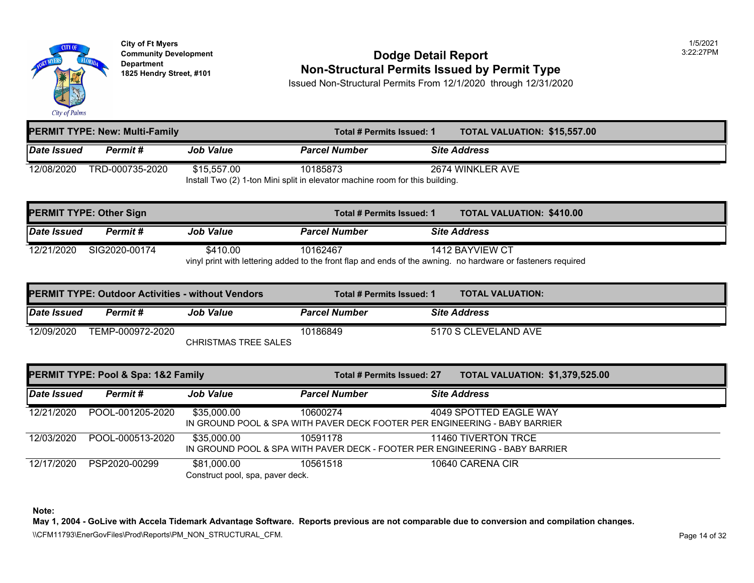**City of Ft Myers**
**Community Development Department**
**1825 Hendry Street, #101**

# Dodge Detail Report
## Non-Structural Permits Issued by Permit Type

Issued Non-Structural Permits From 12/1/2020 through 12/31/2020

1/5/2021
3:22:27PM

### PERMIT TYPE: New: Multi-Family — Total # Permits Issued: 1 — TOTAL VALUATION: $15,557.00

| Date Issued | Permit # | Job Value | Parcel Number | Site Address |
|---|---|---|---|---|
| 12/08/2020 | TRD-000735-2020 | $15,557.00 | 10185873 | 2674 WINKLER AVE |
| | | Install Two (2) 1-ton Mini split in elevator machine room for this building. | | |

### PERMIT TYPE: Other Sign — Total # Permits Issued: 1 — TOTAL VALUATION: $410.00

| Date Issued | Permit # | Job Value | Parcel Number | Site Address |
|---|---|---|---|---|
| 12/21/2020 | SIG2020-00174 | $410.00 | 10162467 | 1412 BAYVIEW CT |
| | | vinyl print with lettering added to the front flap and ends of the awning. no hardware or fasteners required | | |

### PERMIT TYPE: Outdoor Activities - without Vendors — Total # Permits Issued: 1 — TOTAL VALUATION:

| Date Issued | Permit # | Job Value | Parcel Number | Site Address |
|---|---|---|---|---|
| 12/09/2020 | TEMP-000972-2020 | | 10186849 | 5170 S CLEVELAND AVE |
| | | CHRISTMAS TREE SALES | | |

### PERMIT TYPE: Pool & Spa: 1&2 Family — Total # Permits Issued: 27 — TOTAL VALUATION: $1,379,525.00

| Date Issued | Permit # | Job Value | Parcel Number | Site Address |
|---|---|---|---|---|
| 12/21/2020 | POOL-001205-2020 | $35,000.00 | 10600274 | 4049 SPOTTED EAGLE WAY |
| | | IN GROUND POOL & SPA WITH PAVER DECK FOOTER PER ENGINEERING - BABY BARRIER | | |
| 12/03/2020 | POOL-000513-2020 | $35,000.00 | 10591178 | 11460 TIVERTON TRCE |
| | | IN GROUND POOL & SPA WITH PAVER DECK - FOOTER PER ENGINEERING - BABY BARRIER | | |
| 12/17/2020 | PSP2020-00299 | $81,000.00 | 10561518 | 10640 CARENA CIR |
| | | Construct pool, spa, paver deck. | | |

**Note:**
**May 1, 2004 - GoLive with Accela Tidemark Advantage Software. Reports previous are not comparable due to conversion and compilation changes.**

\\CFM11793\EnerGovFiles\Prod\Reports\PM_NON_STRUCTURAL_CFM.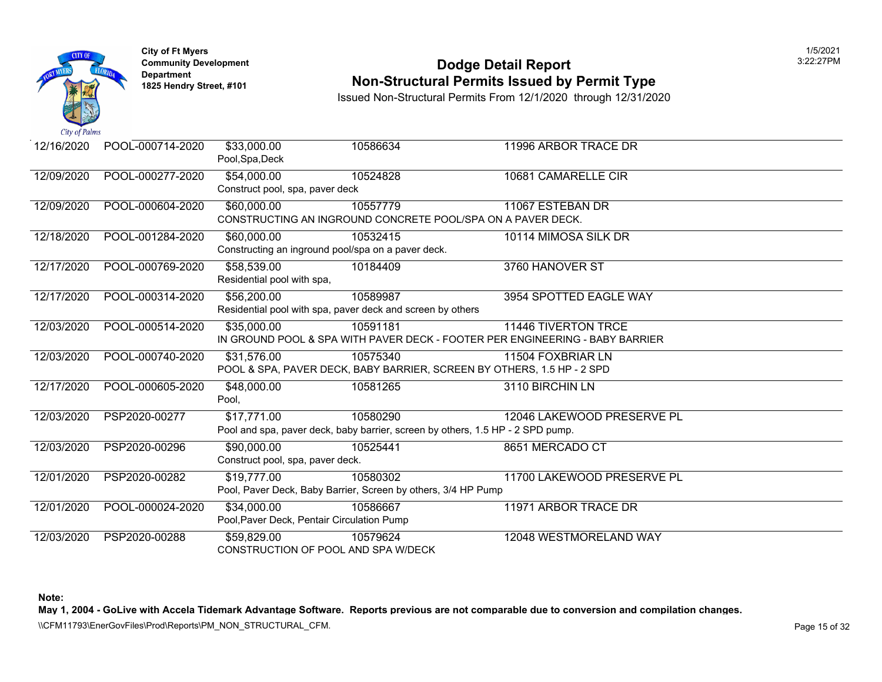City of Ft Myers
Community Development Department
1825 Hendry Street, #101

# Dodge Detail Report
## Non-Structural Permits Issued by Permit Type

Issued Non-Structural Permits From 12/1/2020 through 12/31/2020

| Date | Permit | Valuation / Description | Parcel | Address |
|---|---|---|---|---|
| 12/16/2020 | POOL-000714-2020 | $33,000.00<br>Pool,Spa,Deck | 10586634 | 11996 ARBOR TRACE DR |
| 12/09/2020 | POOL-000277-2020 | $54,000.00<br>Construct pool, spa, paver deck | 10524828 | 10681 CAMARELLE CIR |
| 12/09/2020 | POOL-000604-2020 | $60,000.00<br>CONSTRUCTING AN INGROUND CONCRETE POOL/SPA ON A PAVER DECK. | 10557779 | 11067 ESTEBAN DR |
| 12/18/2020 | POOL-001284-2020 | $60,000.00<br>Constructing an inground pool/spa on a paver deck. | 10532415 | 10114 MIMOSA SILK DR |
| 12/17/2020 | POOL-000769-2020 | $58,539.00<br>Residential pool with spa, | 10184409 | 3760 HANOVER ST |
| 12/17/2020 | POOL-000314-2020 | $56,200.00<br>Residential pool with spa, paver deck and screen by others | 10589987 | 3954 SPOTTED EAGLE WAY |
| 12/03/2020 | POOL-000514-2020 | $35,000.00<br>IN GROUND POOL & SPA WITH PAVER DECK - FOOTER PER ENGINEERING - BABY BARRIER | 10591181 | 11446 TIVERTON TRCE |
| 12/03/2020 | POOL-000740-2020 | $31,576.00<br>POOL & SPA, PAVER DECK, BABY BARRIER, SCREEN BY OTHERS, 1.5 HP - 2 SPD | 10575340 | 11504 FOXBRIAR LN |
| 12/17/2020 | POOL-000605-2020 | $48,000.00<br>Pool, | 10581265 | 3110 BIRCHIN LN |
| 12/03/2020 | PSP2020-00277 | $17,771.00<br>Pool and spa, paver deck, baby barrier, screen by others, 1.5 HP - 2 SPD pump. | 10580290 | 12046 LAKEWOOD PRESERVE PL |
| 12/03/2020 | PSP2020-00296 | $90,000.00<br>Construct pool, spa, paver deck. | 10525441 | 8651 MERCADO CT |
| 12/01/2020 | PSP2020-00282 | $19,777.00<br>Pool, Paver Deck, Baby Barrier, Screen by others, 3/4 HP Pump | 10580302 | 11700 LAKEWOOD PRESERVE PL |
| 12/01/2020 | POOL-000024-2020 | $34,000.00<br>Pool,Paver Deck, Pentair Circulation Pump | 10586667 | 11971 ARBOR TRACE DR |
| 12/03/2020 | PSP2020-00288 | $59,829.00<br>CONSTRUCTION OF POOL AND SPA W/DECK | 10579624 | 12048 WESTMORELAND WAY |

**Note:**
**May 1, 2004 - GoLive with Accela Tidemark Advantage Software. Reports previous are not comparable due to conversion and compilation changes.**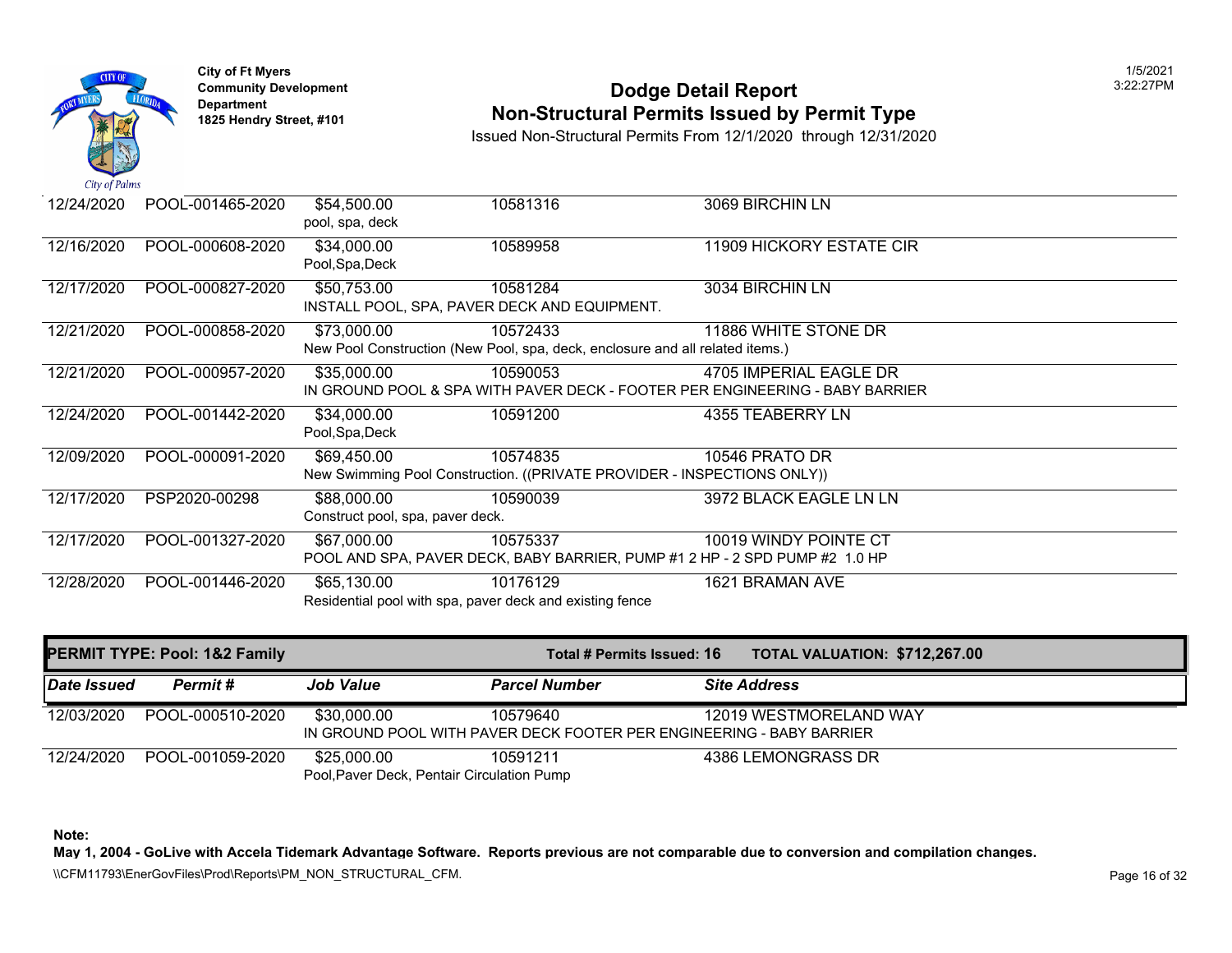**City of Ft Myers**
**Community Development Department**
**1825 Hendry Street, #101**

# Dodge Detail Report
## Non-Structural Permits Issued by Permit Type

Issued Non-Structural Permits From 12/1/2020 through 12/31/2020

| Date Issued | Permit # | Job Value | Parcel Number | Site Address |
|---|---|---|---|---|
| 12/24/2020 | POOL-001465-2020 | $54,500.00 | 10581316 | 3069 BIRCHIN LN |
| | | pool, spa, deck | | |
| 12/16/2020 | POOL-000608-2020 | $34,000.00 | 10589958 | 11909 HICKORY ESTATE CIR |
| | | Pool,Spa,Deck | | |
| 12/17/2020 | POOL-000827-2020 | $50,753.00 | 10581284 | 3034 BIRCHIN LN |
| | | INSTALL POOL, SPA, PAVER DECK AND EQUIPMENT. | | |
| 12/21/2020 | POOL-000858-2020 | $73,000.00 | 10572433 | 11886 WHITE STONE DR |
| | | New Pool Construction (New Pool, spa, deck, enclosure and all related items.) | | |
| 12/21/2020 | POOL-000957-2020 | $35,000.00 | 10590053 | 4705 IMPERIAL EAGLE DR |
| | | IN GROUND POOL & SPA WITH PAVER DECK - FOOTER PER ENGINEERING - BABY BARRIER | | |
| 12/24/2020 | POOL-001442-2020 | $34,000.00 | 10591200 | 4355 TEABERRY LN |
| | | Pool,Spa,Deck | | |
| 12/09/2020 | POOL-000091-2020 | $69,450.00 | 10574835 | 10546 PRATO DR |
| | | New Swimming Pool Construction. ((PRIVATE PROVIDER - INSPECTIONS ONLY)) | | |
| 12/17/2020 | PSP2020-00298 | $88,000.00 | 10590039 | 3972 BLACK EAGLE LN LN |
| | | Construct pool, spa, paver deck. | | |
| 12/17/2020 | POOL-001327-2020 | $67,000.00 | 10575337 | 10019 WINDY POINTE CT |
| | | POOL AND SPA, PAVER DECK, BABY BARRIER, PUMP #1 2 HP - 2 SPD PUMP #2 1.0 HP | | |
| 12/28/2020 | POOL-001446-2020 | $65,130.00 | 10176129 | 1621 BRAMAN AVE |
| | | Residential pool with spa, paver deck and existing fence | | |

**PERMIT TYPE: Pool: 1&2 Family** — **Total # Permits Issued: 16** — **TOTAL VALUATION: $712,267.00**

| *Date Issued* | *Permit #* | *Job Value* | *Parcel Number* | *Site Address* |
|---|---|---|---|---|
| 12/03/2020 | POOL-000510-2020 | $30,000.00 | 10579640 | 12019 WESTMORELAND WAY |
| | | IN GROUND POOL WITH PAVER DECK FOOTER PER ENGINEERING - BABY BARRIER | | |
| 12/24/2020 | POOL-001059-2020 | $25,000.00 | 10591211 | 4386 LEMONGRASS DR |
| | | Pool,Paver Deck, Pentair Circulation Pump | | |

**Note:**
**May 1, 2004 - GoLive with Accela Tidemark Advantage Software. Reports previous are not comparable due to conversion and compilation changes.**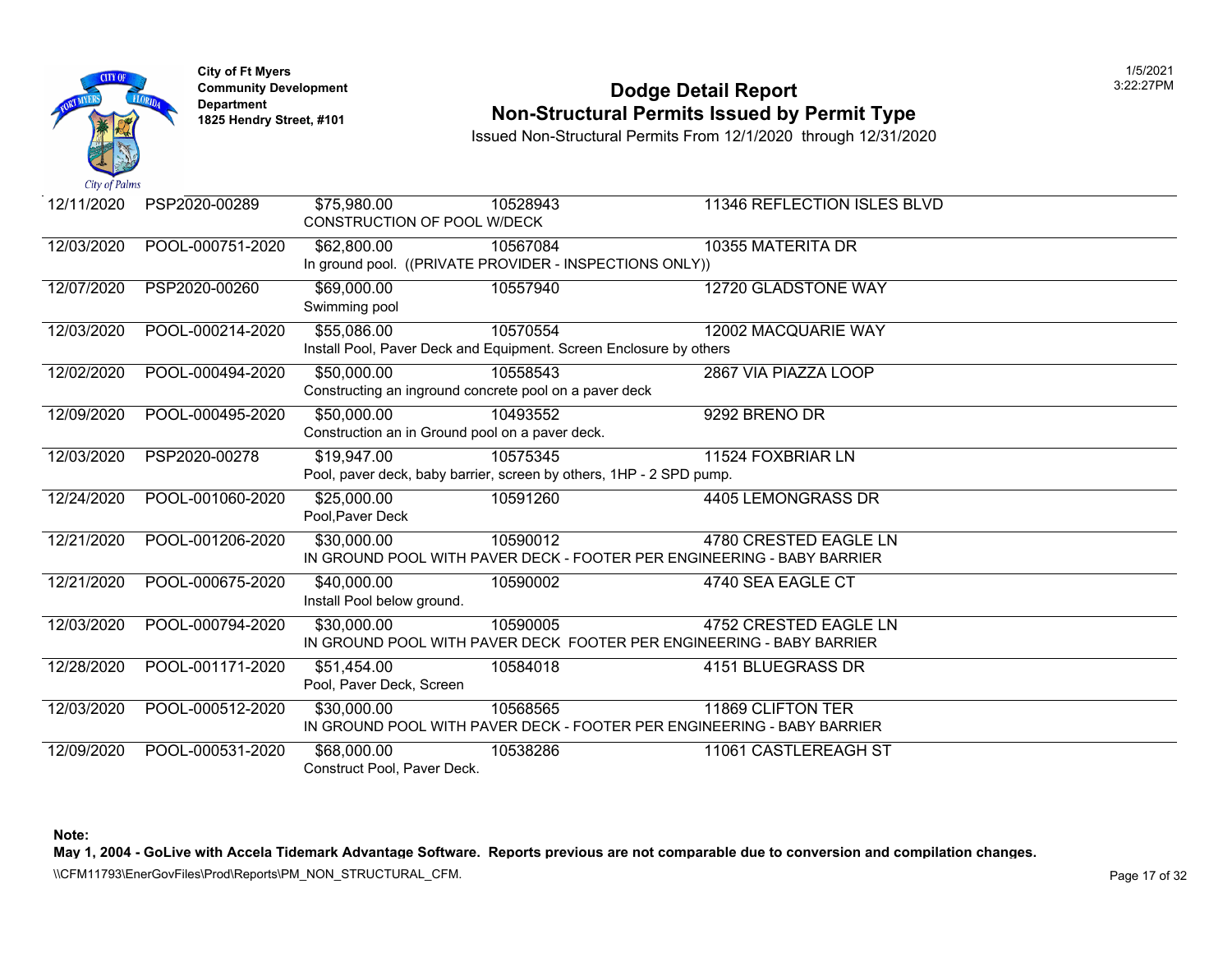City of Ft Myers
Community Development Department
1825 Hendry Street, #101

# Dodge Detail Report
## Non-Structural Permits Issued by Permit Type

Issued Non-Structural Permits From 12/1/2020 through 12/31/2020

1/5/2021
3:22:27PM

| Date | Permit | Value | Parcel | Address / Description |
|---|---|---|---|---|
| 12/11/2020 | PSP2020-00289 | $75,980.00 | 10528943 | 11346 REFLECTION ISLES BLVD |
| | | CONSTRUCTION OF POOL W/DECK | | |
| 12/03/2020 | POOL-000751-2020 | $62,800.00 | 10567084 | 10355 MATERITA DR |
| | | In ground pool. ((PRIVATE PROVIDER - INSPECTIONS ONLY)) | | |
| 12/07/2020 | PSP2020-00260 | $69,000.00 | 10557940 | 12720 GLADSTONE WAY |
| | | Swimming pool | | |
| 12/03/2020 | POOL-000214-2020 | $55,086.00 | 10570554 | 12002 MACQUARIE WAY |
| | | Install Pool, Paver Deck and Equipment. Screen Enclosure by others | | |
| 12/02/2020 | POOL-000494-2020 | $50,000.00 | 10558543 | 2867 VIA PIAZZA LOOP |
| | | Constructing an inground concrete pool on a paver deck | | |
| 12/09/2020 | POOL-000495-2020 | $50,000.00 | 10493552 | 9292 BRENO DR |
| | | Construction an in Ground pool on a paver deck. | | |
| 12/03/2020 | PSP2020-00278 | $19,947.00 | 10575345 | 11524 FOXBRIAR LN |
| | | Pool, paver deck, baby barrier, screen by others, 1HP - 2 SPD pump. | | |
| 12/24/2020 | POOL-001060-2020 | $25,000.00 | 10591260 | 4405 LEMONGRASS DR |
| | | Pool,Paver Deck | | |
| 12/21/2020 | POOL-001206-2020 | $30,000.00 | 10590012 | 4780 CRESTED EAGLE LN |
| | | IN GROUND POOL WITH PAVER DECK - FOOTER PER ENGINEERING - BABY BARRIER | | |
| 12/21/2020 | POOL-000675-2020 | $40,000.00 | 10590002 | 4740 SEA EAGLE CT |
| | | Install Pool below ground. | | |
| 12/03/2020 | POOL-000794-2020 | $30,000.00 | 10590005 | 4752 CRESTED EAGLE LN |
| | | IN GROUND POOL WITH PAVER DECK FOOTER PER ENGINEERING - BABY BARRIER | | |
| 12/28/2020 | POOL-001171-2020 | $51,454.00 | 10584018 | 4151 BLUEGRASS DR |
| | | Pool, Paver Deck, Screen | | |
| 12/03/2020 | POOL-000512-2020 | $30,000.00 | 10568565 | 11869 CLIFTON TER |
| | | IN GROUND POOL WITH PAVER DECK - FOOTER PER ENGINEERING - BABY BARRIER | | |
| 12/09/2020 | POOL-000531-2020 | $68,000.00 | 10538286 | 11061 CASTLEREAGH ST |
| | | Construct Pool, Paver Deck. | | |

**Note:**
**May 1, 2004 - GoLive with Accela Tidemark Advantage Software. Reports previous are not comparable due to conversion and compilation changes.**

\\CFM11793\EnerGovFiles\Prod\Reports\PM_NON_STRUCTURAL_CFM.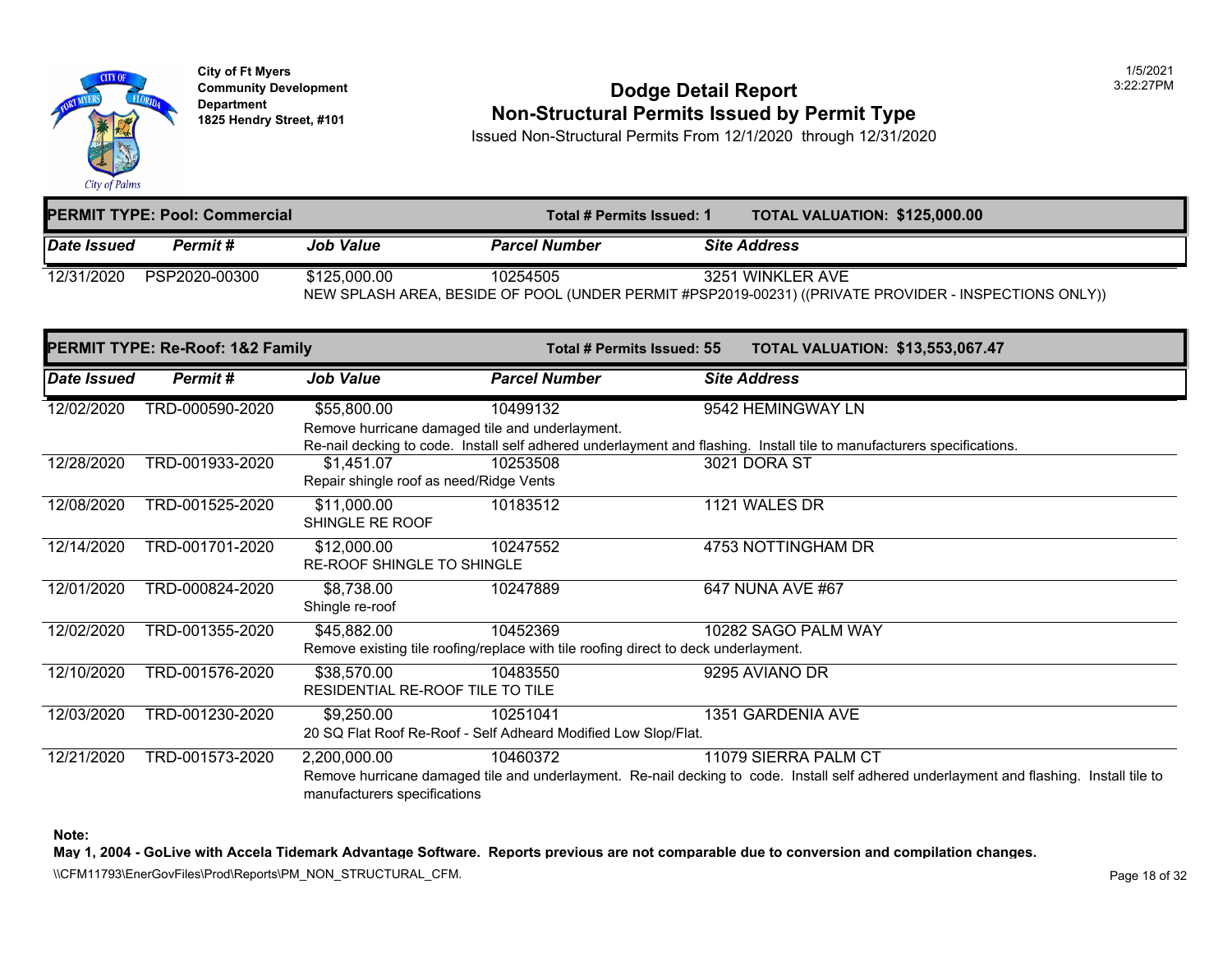City of Ft Myers
Community Development Department
1825 Hendry Street, #101

# Dodge Detail Report
## Non-Structural Permits Issued by Permit Type

Issued Non-Structural Permits From 12/1/2020 through 12/31/2020

**PERMIT TYPE: Pool: Commercial** — **Total # Permits Issued: 1** — **TOTAL VALUATION: $125,000.00**

| Date Issued | Permit # | Job Value | Parcel Number | Site Address |
|---|---|---|---|---|
| 12/31/2020 | PSP2020-00300 | $125,000.00 | 10254505 | 3251 WINKLER AVE |
| | | NEW SPLASH AREA, BESIDE OF POOL (UNDER PERMIT #PSP2019-00231) ((PRIVATE PROVIDER - INSPECTIONS ONLY)) | | |

**PERMIT TYPE: Re-Roof: 1&2 Family** — **Total # Permits Issued: 55** — **TOTAL VALUATION: $13,553,067.47**

| Date Issued | Permit # | Job Value | Parcel Number | Site Address |
|---|---|---|---|---|
| 12/02/2020 | TRD-000590-2020 | $55,800.00 | 10499132 | 9542 HEMINGWAY LN |
| | | Remove hurricane damaged tile and underlayment. Re-nail decking to code. Install self adhered underlayment and flashing. Install tile to manufacturers specifications. | | |
| 12/28/2020 | TRD-001933-2020 | $1,451.07 | 10253508 | 3021 DORA ST |
| | | Repair shingle roof as need/Ridge Vents | | |
| 12/08/2020 | TRD-001525-2020 | $11,000.00 | 10183512 | 1121 WALES DR |
| | | SHINGLE RE ROOF | | |
| 12/14/2020 | TRD-001701-2020 | $12,000.00 | 10247552 | 4753 NOTTINGHAM DR |
| | | RE-ROOF SHINGLE TO SHINGLE | | |
| 12/01/2020 | TRD-000824-2020 | $8,738.00 | 10247889 | 647 NUNA AVE #67 |
| | | Shingle re-roof | | |
| 12/02/2020 | TRD-001355-2020 | $45,882.00 | 10452369 | 10282 SAGO PALM WAY |
| | | Remove existing tile roofing/replace with tile roofing direct to deck underlayment. | | |
| 12/10/2020 | TRD-001576-2020 | $38,570.00 | 10483550 | 9295 AVIANO DR |
| | | RESIDENTIAL RE-ROOF TILE TO TILE | | |
| 12/03/2020 | TRD-001230-2020 | $9,250.00 | 10251041 | 1351 GARDENIA AVE |
| | | 20 SQ Flat Roof Re-Roof - Self Adheard Modified Low Slop/Flat. | | |
| 12/21/2020 | TRD-001573-2020 | 2,200,000.00 | 10460372 | 11079 SIERRA PALM CT |
| | | Remove hurricane damaged tile and underlayment. Re-nail decking to code. Install self adhered underlayment and flashing. Install tile to manufacturers specifications | | |

**Note:**
**May 1, 2004 - GoLive with Accela Tidemark Advantage Software. Reports previous are not comparable due to conversion and compilation changes.**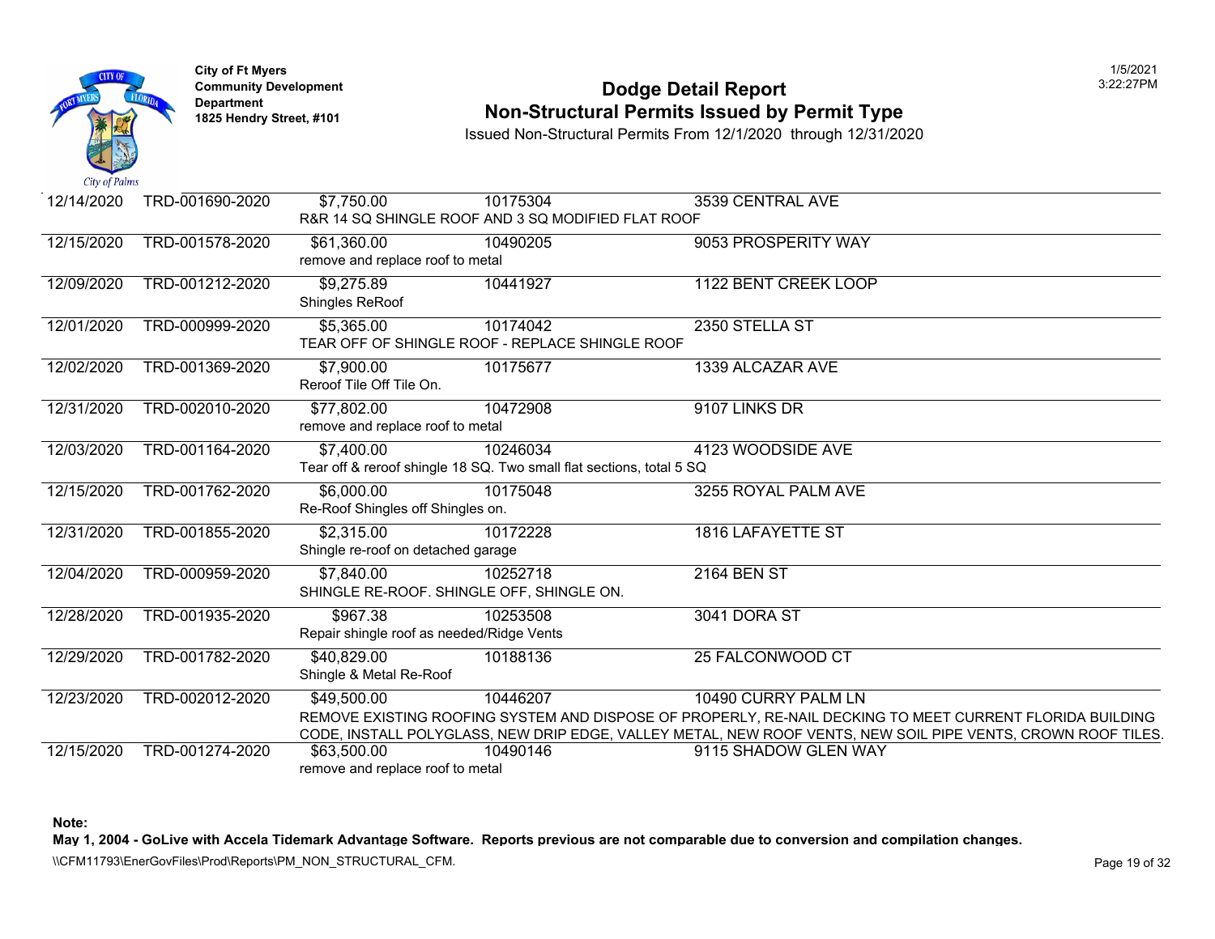City of Ft Myers
Community Development Department
1825 Hendry Street, #101

# Dodge Detail Report
## Non-Structural Permits Issued by Permit Type

Issued Non-Structural Permits From 12/1/2020 through 12/31/2020

| Date | Permit | Value | Parcel | Address |
|---|---|---|---|---|
| 12/14/2020 | TRD-001690-2020 | $7,750.00 | 10175304 | 3539 CENTRAL AVE |
| | | R&R 14 SQ SHINGLE ROOF AND 3 SQ MODIFIED FLAT ROOF | | |
| 12/15/2020 | TRD-001578-2020 | $61,360.00 | 10490205 | 9053 PROSPERITY WAY |
| | | remove and replace roof to metal | | |
| 12/09/2020 | TRD-001212-2020 | $9,275.89 | 10441927 | 1122 BENT CREEK LOOP |
| | | Shingles ReRoof | | |
| 12/01/2020 | TRD-000999-2020 | $5,365.00 | 10174042 | 2350 STELLA ST |
| | | TEAR OFF OF SHINGLE ROOF - REPLACE SHINGLE ROOF | | |
| 12/02/2020 | TRD-001369-2020 | $7,900.00 | 10175677 | 1339 ALCAZAR AVE |
| | | Reroof Tile Off Tile On. | | |
| 12/31/2020 | TRD-002010-2020 | $77,802.00 | 10472908 | 9107 LINKS DR |
| | | remove and replace roof to metal | | |
| 12/03/2020 | TRD-001164-2020 | $7,400.00 | 10246034 | 4123 WOODSIDE AVE |
| | | Tear off & reroof shingle 18 SQ. Two small flat sections, total 5 SQ | | |
| 12/15/2020 | TRD-001762-2020 | $6,000.00 | 10175048 | 3255 ROYAL PALM AVE |
| | | Re-Roof Shingles off Shingles on. | | |
| 12/31/2020 | TRD-001855-2020 | $2,315.00 | 10172228 | 1816 LAFAYETTE ST |
| | | Shingle re-roof on detached garage | | |
| 12/04/2020 | TRD-000959-2020 | $7,840.00 | 10252718 | 2164 BEN ST |
| | | SHINGLE RE-ROOF. SHINGLE OFF, SHINGLE ON. | | |
| 12/28/2020 | TRD-001935-2020 | $967.38 | 10253508 | 3041 DORA ST |
| | | Repair shingle roof as needed/Ridge Vents | | |
| 12/29/2020 | TRD-001782-2020 | $40,829.00 | 10188136 | 25 FALCONWOOD CT |
| | | Shingle & Metal Re-Roof | | |
| 12/23/2020 | TRD-002012-2020 | $49,500.00 | 10446207 | 10490 CURRY PALM LN |
| | | REMOVE EXISTING ROOFING SYSTEM AND DISPOSE OF PROPERLY, RE-NAIL DECKING TO MEET CURRENT FLORIDA BUILDING CODE, INSTALL POLYGLASS, NEW DRIP EDGE, VALLEY METAL, NEW ROOF VENTS, NEW SOIL PIPE VENTS, CROWN ROOF TILES. | | |
| 12/15/2020 | TRD-001274-2020 | $63,500.00 | 10490146 | 9115 SHADOW GLEN WAY |
| | | remove and replace roof to metal | | |

**Note:**
**May 1, 2004 - GoLive with Accela Tidemark Advantage Software. Reports previous are not comparable due to conversion and compilation changes.**

\\CFM11793\EnerGovFiles\Prod\Reports\PM_NON_STRUCTURAL_CFM.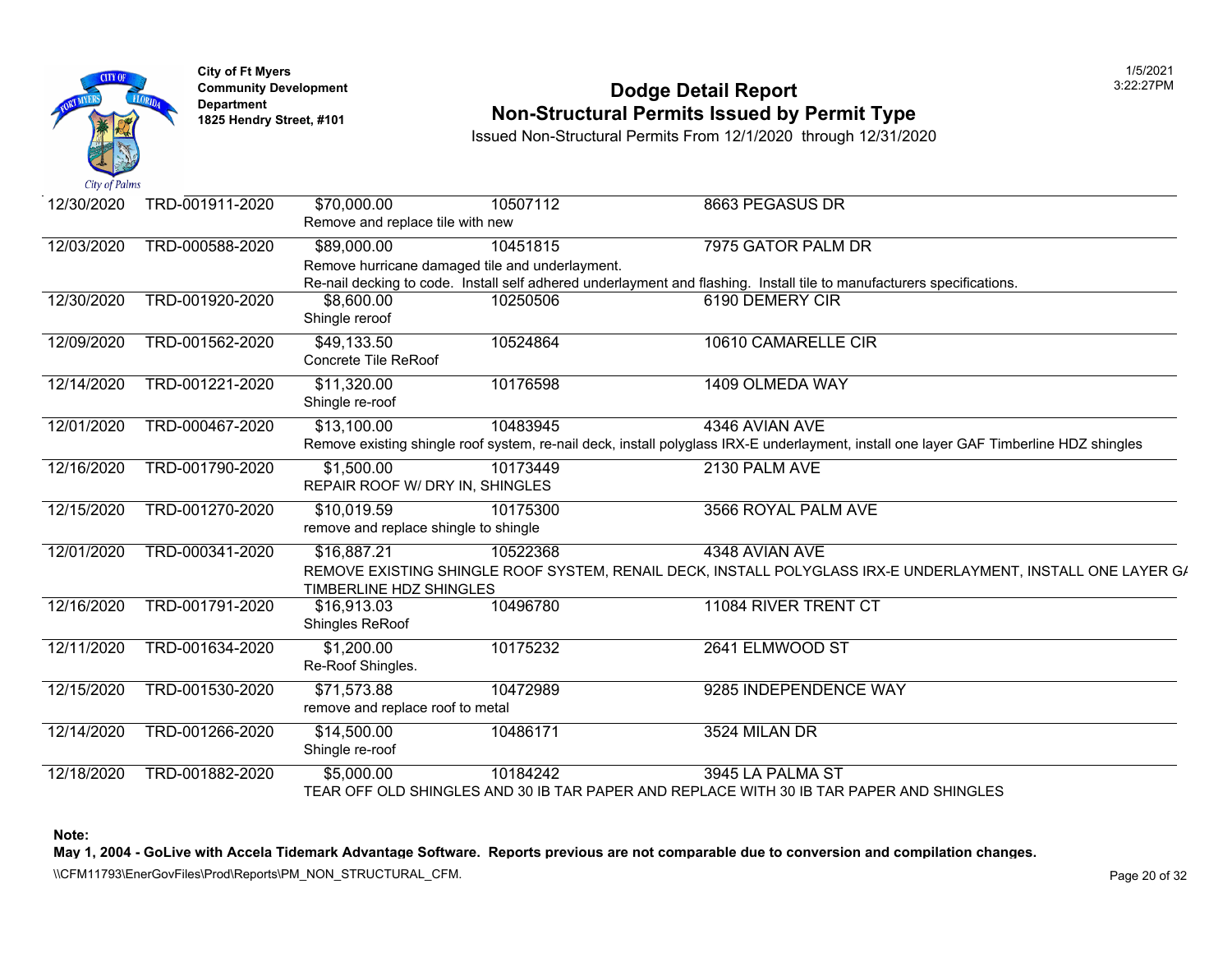**City of Ft Myers**
**Community Development Department**
**1825 Hendry Street, #101**

# Dodge Detail Report
## Non-Structural Permits Issued by Permit Type

Issued Non-Structural Permits From 12/1/2020 through 12/31/2020

1/5/2021
3:22:27PM

| Date | Permit | Value | Parcel | Address |
|---|---|---|---|---|
| 12/30/2020 | TRD-001911-2020 | $70,000.00 | 10507112 | 8663 PEGASUS DR |
| | | Remove and replace tile with new | | |
| 12/03/2020 | TRD-000588-2020 | $89,000.00 | 10451815 | 7975 GATOR PALM DR |
| | | Remove hurricane damaged tile and underlayment. Re-nail decking to code. Install self adhered underlayment and flashing. Install tile to manufacturers specifications. | | |
| 12/30/2020 | TRD-001920-2020 | $8,600.00 | 10250506 | 6190 DEMERY CIR |
| | | Shingle reroof | | |
| 12/09/2020 | TRD-001562-2020 | $49,133.50 | 10524864 | 10610 CAMARELLE CIR |
| | | Concrete Tile ReRoof | | |
| 12/14/2020 | TRD-001221-2020 | $11,320.00 | 10176598 | 1409 OLMEDA WAY |
| | | Shingle re-roof | | |
| 12/01/2020 | TRD-000467-2020 | $13,100.00 | 10483945 | 4346 AVIAN AVE |
| | | Remove existing shingle roof system, re-nail deck, install polyglass IRX-E underlayment, install one layer GAF Timberline HDZ shingles | | |
| 12/16/2020 | TRD-001790-2020 | $1,500.00 | 10173449 | 2130 PALM AVE |
| | | REPAIR ROOF W/ DRY IN, SHINGLES | | |
| 12/15/2020 | TRD-001270-2020 | $10,019.59 | 10175300 | 3566 ROYAL PALM AVE |
| | | remove and replace shingle to shingle | | |
| 12/01/2020 | TRD-000341-2020 | $16,887.21 | 10522368 | 4348 AVIAN AVE |
| | | REMOVE EXISTING SHINGLE ROOF SYSTEM, RENAIL DECK, INSTALL POLYGLASS IRX-E UNDERLAYMENT, INSTALL ONE LAYER GA TIMBERLINE HDZ SHINGLES | | |
| 12/16/2020 | TRD-001791-2020 | $16,913.03 | 10496780 | 11084 RIVER TRENT CT |
| | | Shingles ReRoof | | |
| 12/11/2020 | TRD-001634-2020 | $1,200.00 | 10175232 | 2641 ELMWOOD ST |
| | | Re-Roof Shingles. | | |
| 12/15/2020 | TRD-001530-2020 | $71,573.88 | 10472989 | 9285 INDEPENDENCE WAY |
| | | remove and replace roof to metal | | |
| 12/14/2020 | TRD-001266-2020 | $14,500.00 | 10486171 | 3524 MILAN DR |
| | | Shingle re-roof | | |
| 12/18/2020 | TRD-001882-2020 | $5,000.00 | 10184242 | 3945 LA PALMA ST |
| | | TEAR OFF OLD SHINGLES AND 30 IB TAR PAPER AND REPLACE WITH 30 IB TAR PAPER AND SHINGLES | | |

**Note:**
**May 1, 2004 - GoLive with Accela Tidemark Advantage Software. Reports previous are not comparable due to conversion and compilation changes.**

\\CFM11793\EnerGovFiles\Prod\Reports\PM_NON_STRUCTURAL_CFM.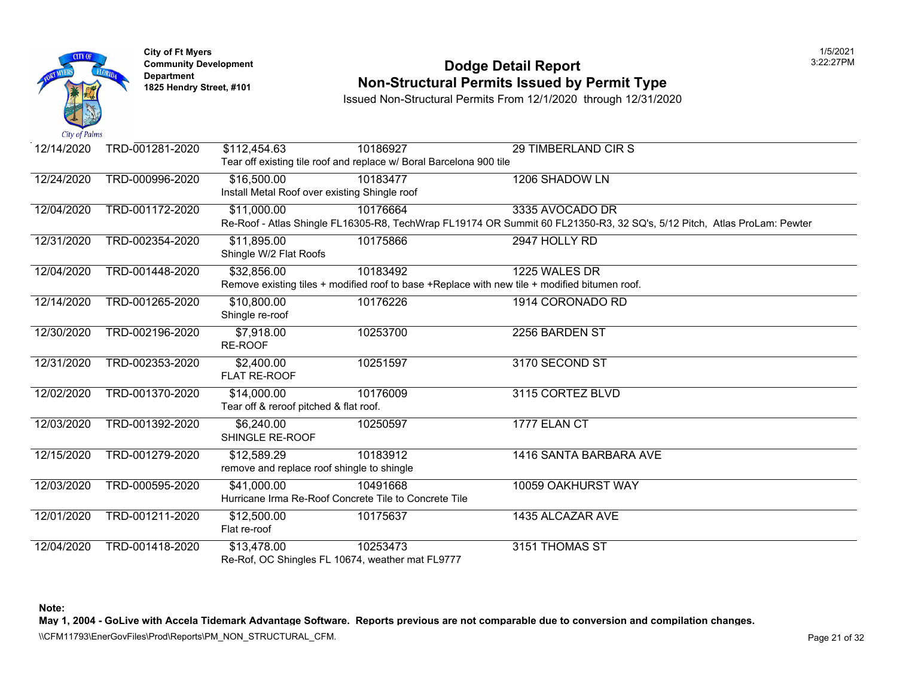City of Ft Myers
Community Development Department
1825 Hendry Street, #101

# Dodge Detail Report
## Non-Structural Permits Issued by Permit Type

Issued Non-Structural Permits From 12/1/2020 through 12/31/2020

| Date | Permit No. | Value | Parcel | Address |
|---|---|---|---|---|
| 12/14/2020 | TRD-001281-2020 | $112,454.63 | 10186927 | 29 TIMBERLAND CIR S |
| | | Tear off existing tile roof and replace w/ Boral Barcelona 900 tile | | |
| 12/24/2020 | TRD-000996-2020 | $16,500.00 | 10183477 | 1206 SHADOW LN |
| | | Install Metal Roof over existing Shingle roof | | |
| 12/04/2020 | TRD-001172-2020 | $11,000.00 | 10176664 | 3335 AVOCADO DR |
| | | Re-Roof - Atlas Shingle FL16305-R8, TechWrap FL19174 OR Summit 60 FL21350-R3, 32 SQ's, 5/12 Pitch, Atlas ProLam: Pewter | | |
| 12/31/2020 | TRD-002354-2020 | $11,895.00 | 10175866 | 2947 HOLLY RD |
| | | Shingle W/2 Flat Roofs | | |
| 12/04/2020 | TRD-001448-2020 | $32,856.00 | 10183492 | 1225 WALES DR |
| | | Remove existing tiles + modified roof to base +Replace with new tile + modified bitumen roof. | | |
| 12/14/2020 | TRD-001265-2020 | $10,800.00 | 10176226 | 1914 CORONADO RD |
| | | Shingle re-roof | | |
| 12/30/2020 | TRD-002196-2020 | $7,918.00 | 10253700 | 2256 BARDEN ST |
| | | RE-ROOF | | |
| 12/31/2020 | TRD-002353-2020 | $2,400.00 | 10251597 | 3170 SECOND ST |
| | | FLAT RE-ROOF | | |
| 12/02/2020 | TRD-001370-2020 | $14,000.00 | 10176009 | 3115 CORTEZ BLVD |
| | | Tear off & reroof pitched & flat roof. | | |
| 12/03/2020 | TRD-001392-2020 | $6,240.00 | 10250597 | 1777 ELAN CT |
| | | SHINGLE RE-ROOF | | |
| 12/15/2020 | TRD-001279-2020 | $12,589.29 | 10183912 | 1416 SANTA BARBARA AVE |
| | | remove and replace roof shingle to shingle | | |
| 12/03/2020 | TRD-000595-2020 | $41,000.00 | 10491668 | 10059 OAKHURST WAY |
| | | Hurricane Irma Re-Roof Concrete Tile to Concrete Tile | | |
| 12/01/2020 | TRD-001211-2020 | $12,500.00 | 10175637 | 1435 ALCAZAR AVE |
| | | Flat re-roof | | |
| 12/04/2020 | TRD-001418-2020 | $13,478.00 | 10253473 | 3151 THOMAS ST |
| | | Re-Rof, OC Shingles FL 10674, weather mat FL9777 | | |

**Note:**
**May 1, 2004 - GoLive with Accela Tidemark Advantage Software. Reports previous are not comparable due to conversion and compilation changes.**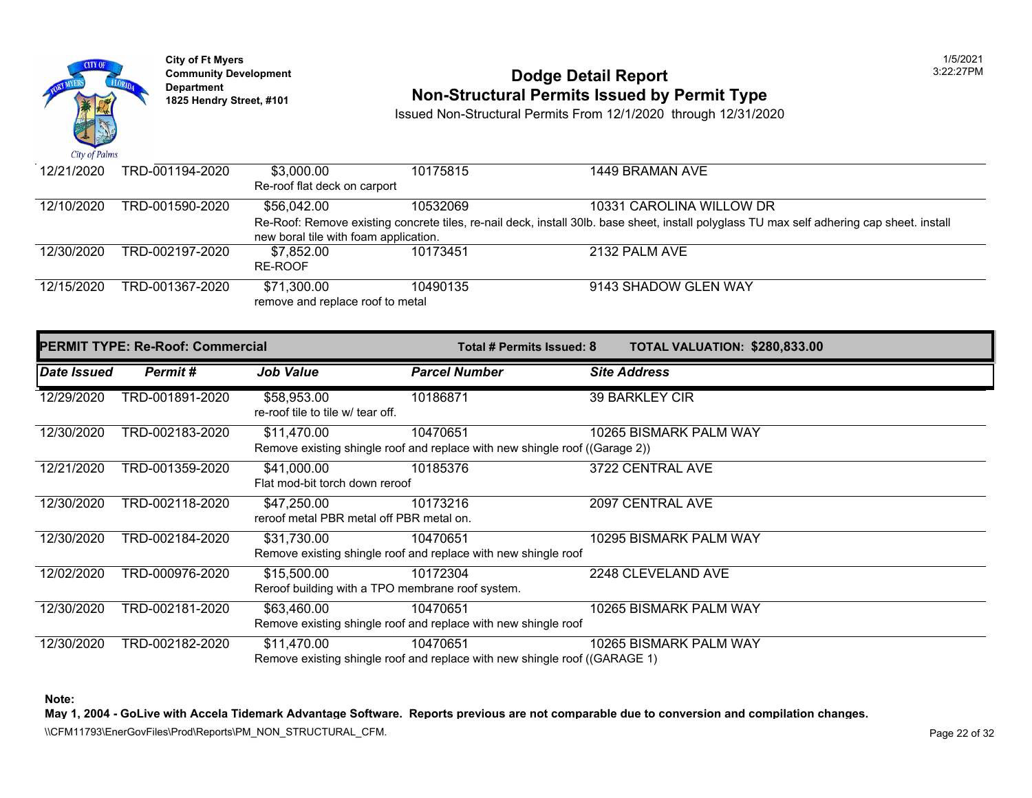City of Ft Myers
Community Development Department
1825 Hendry Street, #101

# Dodge Detail Report
## Non-Structural Permits Issued by Permit Type
Issued Non-Structural Permits From 12/1/2020 through 12/31/2020

| Date Issued | Permit # | Job Value | Parcel Number | Site Address |
|---|---|---|---|---|
| 12/21/2020 | TRD-001194-2020 | $3,000.00 | 10175815 | 1449 BRAMAN AVE |
| | | Re-roof flat deck on carport | | |
| 12/10/2020 | TRD-001590-2020 | $56,042.00 | 10532069 | 10331 CAROLINA WILLOW DR |
| | | Re-Roof: Remove existing concrete tiles, re-nail deck, install 30lb. base sheet, install polyglass TU max self adhering cap sheet. install new boral tile with foam application. | | |
| 12/30/2020 | TRD-002197-2020 | $7,852.00 | 10173451 | 2132 PALM AVE |
| | | RE-ROOF | | |
| 12/15/2020 | TRD-001367-2020 | $71,300.00 | 10490135 | 9143 SHADOW GLEN WAY |
| | | remove and replace roof to metal | | |

**PERMIT TYPE: Re-Roof: Commercial** — **Total # Permits Issued: 8** — **TOTAL VALUATION: $280,833.00**

| Date Issued | Permit # | Job Value | Parcel Number | Site Address |
|---|---|---|---|---|
| 12/29/2020 | TRD-001891-2020 | $58,953.00 | 10186871 | 39 BARKLEY CIR |
| | | re-roof tile to tile w/ tear off. | | |
| 12/30/2020 | TRD-002183-2020 | $11,470.00 | 10470651 | 10265 BISMARK PALM WAY |
| | | Remove existing shingle roof and replace with new shingle roof ((Garage 2)) | | |
| 12/21/2020 | TRD-001359-2020 | $41,000.00 | 10185376 | 3722 CENTRAL AVE |
| | | Flat mod-bit torch down reroof | | |
| 12/30/2020 | TRD-002118-2020 | $47,250.00 | 10173216 | 2097 CENTRAL AVE |
| | | reroof metal PBR metal off PBR metal on. | | |
| 12/30/2020 | TRD-002184-2020 | $31,730.00 | 10470651 | 10295 BISMARK PALM WAY |
| | | Remove existing shingle roof and replace with new shingle roof | | |
| 12/02/2020 | TRD-000976-2020 | $15,500.00 | 10172304 | 2248 CLEVELAND AVE |
| | | Reroof building with a TPO membrane roof system. | | |
| 12/30/2020 | TRD-002181-2020 | $63,460.00 | 10470651 | 10265 BISMARK PALM WAY |
| | | Remove existing shingle roof and replace with new shingle roof | | |
| 12/30/2020 | TRD-002182-2020 | $11,470.00 | 10470651 | 10265 BISMARK PALM WAY |
| | | Remove existing shingle roof and replace with new shingle roof ((GARAGE 1) | | |

**Note:**
**May 1, 2004 - GoLive with Accela Tidemark Advantage Software. Reports previous are not comparable due to conversion and compilation changes.**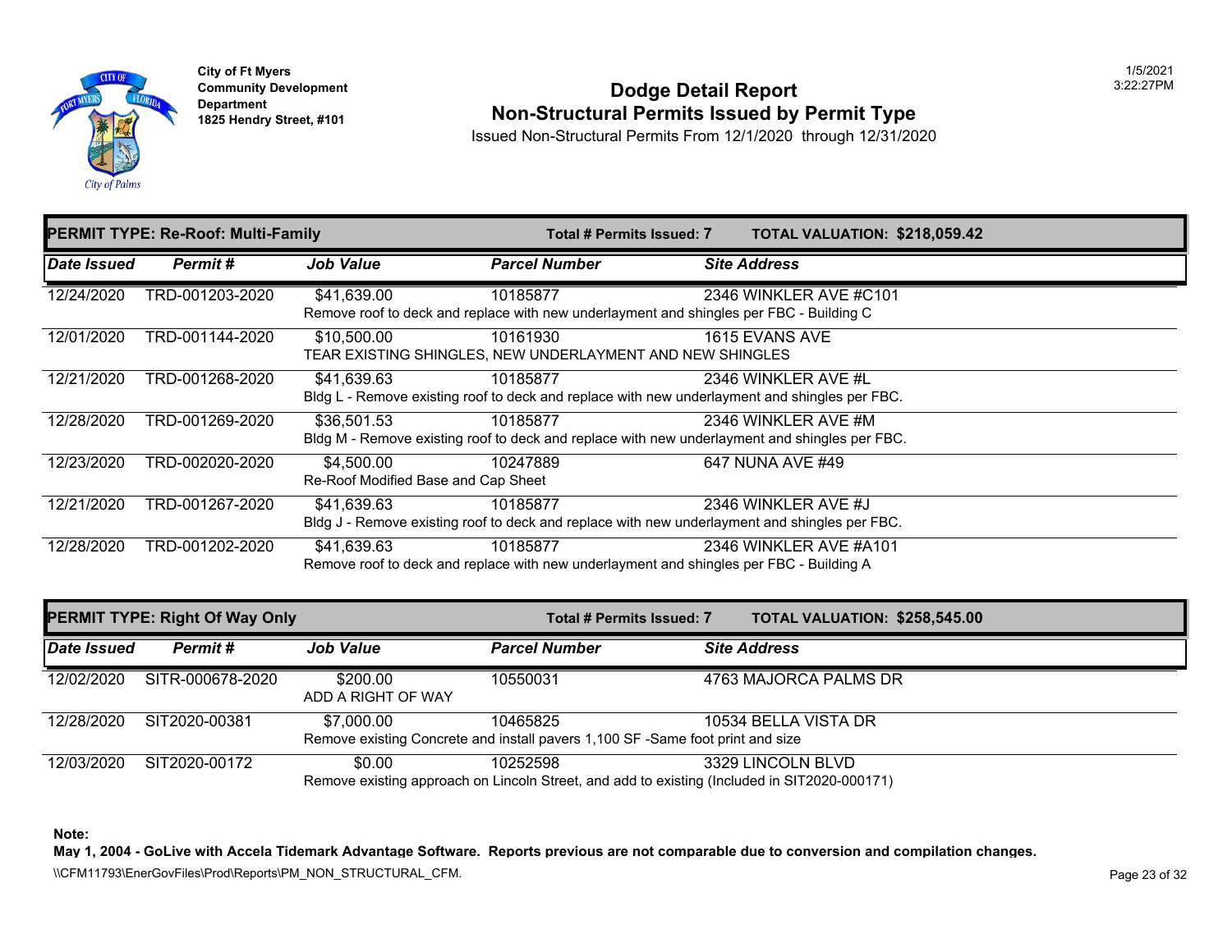City of Ft Myers
Community Development Department
1825 Hendry Street, #101

# Dodge Detail Report
## Non-Structural Permits Issued by Permit Type

Issued Non-Structural Permits From 12/1/2020 through 12/31/2020

1/5/2021
3:22:27PM

**PERMIT TYPE: Re-Roof: Multi-Family** | **Total # Permits Issued: 7** | **TOTAL VALUATION: $218,059.42**

| Date Issued | Permit # | Job Value | Parcel Number | Site Address |
|---|---|---|---|---|
| 12/24/2020 | TRD-001203-2020 | $41,639.00 | 10185877 | 2346 WINKLER AVE #C101 |
| | | Remove roof to deck and replace with new underlayment and shingles per FBC - Building C | | |
| 12/01/2020 | TRD-001144-2020 | $10,500.00 | 10161930 | 1615 EVANS AVE |
| | | TEAR EXISTING SHINGLES, NEW UNDERLAYMENT AND NEW SHINGLES | | |
| 12/21/2020 | TRD-001268-2020 | $41,639.63 | 10185877 | 2346 WINKLER AVE #L |
| | | Bldg L - Remove existing roof to deck and replace with new underlayment and shingles per FBC. | | |
| 12/28/2020 | TRD-001269-2020 | $36,501.53 | 10185877 | 2346 WINKLER AVE #M |
| | | Bldg M - Remove existing roof to deck and replace with new underlayment and shingles per FBC. | | |
| 12/23/2020 | TRD-002020-2020 | $4,500.00 | 10247889 | 647 NUNA AVE #49 |
| | | Re-Roof Modified Base and Cap Sheet | | |
| 12/21/2020 | TRD-001267-2020 | $41,639.63 | 10185877 | 2346 WINKLER AVE #J |
| | | Bldg J - Remove existing roof to deck and replace with new underlayment and shingles per FBC. | | |
| 12/28/2020 | TRD-001202-2020 | $41,639.63 | 10185877 | 2346 WINKLER AVE #A101 |
| | | Remove roof to deck and replace with new underlayment and shingles per FBC - Building A | | |

**PERMIT TYPE: Right Of Way Only** | **Total # Permits Issued: 7** | **TOTAL VALUATION: $258,545.00**

| Date Issued | Permit # | Job Value | Parcel Number | Site Address |
|---|---|---|---|---|
| 12/02/2020 | SITR-000678-2020 | $200.00 | 10550031 | 4763 MAJORCA PALMS DR |
| | | ADD A RIGHT OF WAY | | |
| 12/28/2020 | SIT2020-00381 | $7,000.00 | 10465825 | 10534 BELLA VISTA DR |
| | | Remove existing Concrete and install pavers 1,100 SF -Same foot print and size | | |
| 12/03/2020 | SIT2020-00172 | $0.00 | 10252598 | 3329 LINCOLN BLVD |
| | | Remove existing approach on Lincoln Street, and add to existing (Included in SIT2020-000171) | | |

**Note:**
**May 1, 2004 - GoLive with Accela Tidemark Advantage Software. Reports previous are not comparable due to conversion and compilation changes.**

\\CFM11793\EnerGovFiles\Prod\Reports\PM_NON_STRUCTURAL_CFM.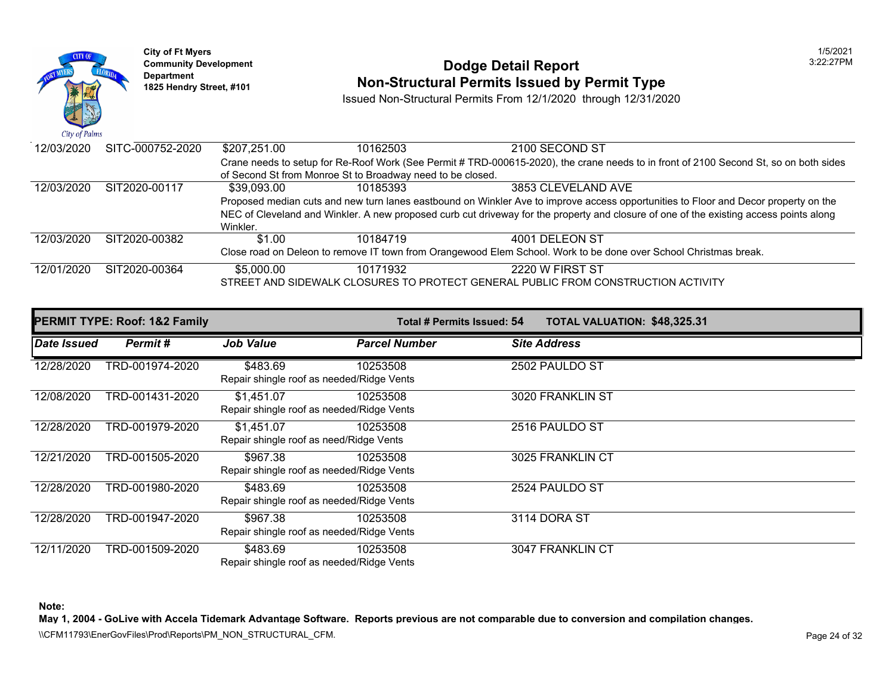| Date Issued | Permit # | Job Value | Parcel Number | Site Address |
|---|---|---|---|---|
| 12/03/2020 | SITC-000752-2020 | $207,251.00 | 10162503 | 2100 SECOND ST |
| | | Crane needs to setup for Re-Roof Work (See Permit # TRD-000615-2020), the crane needs to in front of 2100 Second St, so on both sides of Second St from Monroe St to Broadway need to be closed. | | |
| 12/03/2020 | SIT2020-00117 | $39,093.00 | 10185393 | 3853 CLEVELAND AVE |
| | | Proposed median cuts and new turn lanes eastbound on Winkler Ave to improve access opportunities to Floor and Decor property on the NEC of Cleveland and Winkler. A new proposed curb cut driveway for the property and closure of one of the existing access points along Winkler. | | |
| 12/03/2020 | SIT2020-00382 | $1.00 | 10184719 | 4001 DELEON ST |
| | | Close road on Deleon to remove IT town from Orangewood Elem School. Work to be done over School Christmas break. | | |
| 12/01/2020 | SIT2020-00364 | $5,000.00 | 10171932 | 2220 W FIRST ST |
| | | STREET AND SIDEWALK CLOSURES TO PROTECT GENERAL PUBLIC FROM CONSTRUCTION ACTIVITY | | |

**PERMIT TYPE: Roof: 1&2 Family** — **Total # Permits Issued: 54** — **TOTAL VALUATION: $48,325.31**

| Date Issued | Permit # | Job Value | Parcel Number | Site Address |
|---|---|---|---|---|
| 12/28/2020 | TRD-001974-2020 | $483.69 | 10253508 | 2502 PAULDO ST |
| | | Repair shingle roof as needed/Ridge Vents | | |
| 12/08/2020 | TRD-001431-2020 | $1,451.07 | 10253508 | 3020 FRANKLIN ST |
| | | Repair shingle roof as needed/Ridge Vents | | |
| 12/28/2020 | TRD-001979-2020 | $1,451.07 | 10253508 | 2516 PAULDO ST |
| | | Repair shingle roof as need/Ridge Vents | | |
| 12/21/2020 | TRD-001505-2020 | $967.38 | 10253508 | 3025 FRANKLIN CT |
| | | Repair shingle roof as needed/Ridge Vents | | |
| 12/28/2020 | TRD-001980-2020 | $483.69 | 10253508 | 2524 PAULDO ST |
| | | Repair shingle roof as needed/Ridge Vents | | |
| 12/28/2020 | TRD-001947-2020 | $967.38 | 10253508 | 3114 DORA ST |
| | | Repair shingle roof as needed/Ridge Vents | | |
| 12/11/2020 | TRD-001509-2020 | $483.69 | 10253508 | 3047 FRANKLIN CT |
| | | Repair shingle roof as needed/Ridge Vents | | |

**Note:**

**May 1, 2004 - GoLive with Accela Tidemark Advantage Software. Reports previous are not comparable due to conversion and compilation changes.**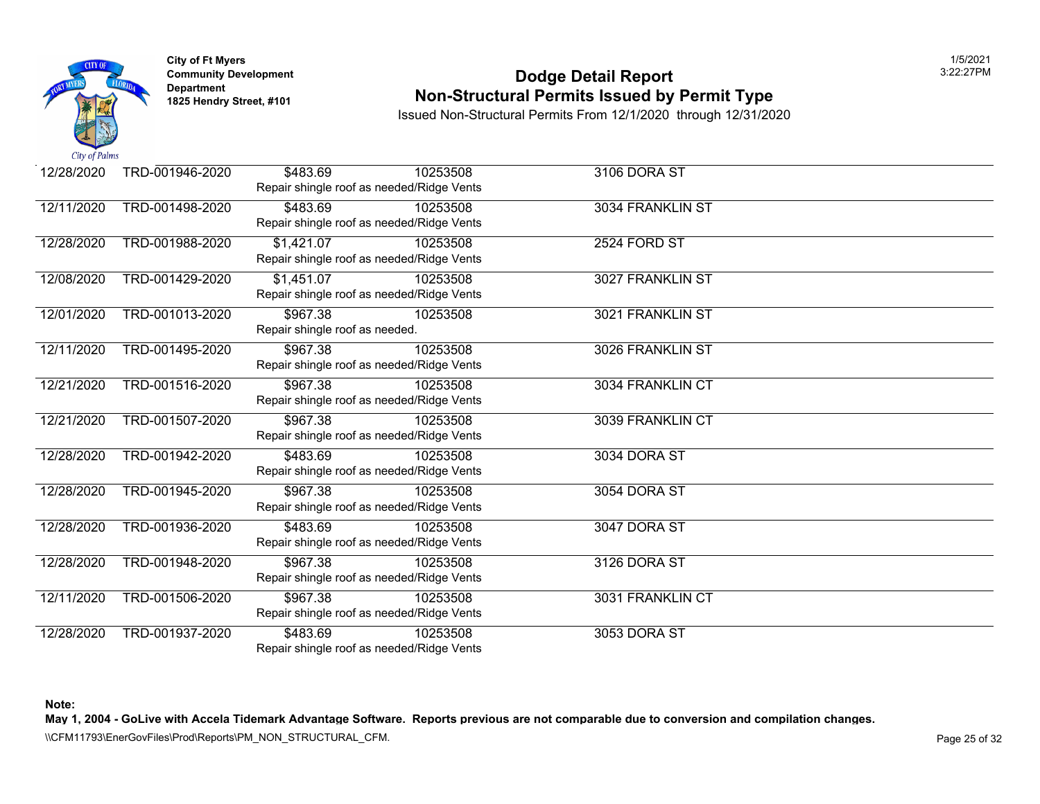City of Ft Myers
Community Development Department
1825 Hendry Street, #101

# Dodge Detail Report
## Non-Structural Permits Issued by Permit Type

Issued Non-Structural Permits From 12/1/2020 through 12/31/2020

| Date | Permit | Valuation | Code | Address |
|---|---|---|---|---|
| 12/28/2020 | TRD-001946-2020 | $483.69<br>Repair shingle roof as needed/Ridge Vents | 10253508 | 3106 DORA ST |
| 12/11/2020 | TRD-001498-2020 | $483.69<br>Repair shingle roof as needed/Ridge Vents | 10253508 | 3034 FRANKLIN ST |
| 12/28/2020 | TRD-001988-2020 | $1,421.07<br>Repair shingle roof as needed/Ridge Vents | 10253508 | 2524 FORD ST |
| 12/08/2020 | TRD-001429-2020 | $1,451.07<br>Repair shingle roof as needed/Ridge Vents | 10253508 | 3027 FRANKLIN ST |
| 12/01/2020 | TRD-001013-2020 | $967.38<br>Repair shingle roof as needed. | 10253508 | 3021 FRANKLIN ST |
| 12/11/2020 | TRD-001495-2020 | $967.38<br>Repair shingle roof as needed/Ridge Vents | 10253508 | 3026 FRANKLIN ST |
| 12/21/2020 | TRD-001516-2020 | $967.38<br>Repair shingle roof as needed/Ridge Vents | 10253508 | 3034 FRANKLIN CT |
| 12/21/2020 | TRD-001507-2020 | $967.38<br>Repair shingle roof as needed/Ridge Vents | 10253508 | 3039 FRANKLIN CT |
| 12/28/2020 | TRD-001942-2020 | $483.69<br>Repair shingle roof as needed/Ridge Vents | 10253508 | 3034 DORA ST |
| 12/28/2020 | TRD-001945-2020 | $967.38<br>Repair shingle roof as needed/Ridge Vents | 10253508 | 3054 DORA ST |
| 12/28/2020 | TRD-001936-2020 | $483.69<br>Repair shingle roof as needed/Ridge Vents | 10253508 | 3047 DORA ST |
| 12/28/2020 | TRD-001948-2020 | $967.38<br>Repair shingle roof as needed/Ridge Vents | 10253508 | 3126 DORA ST |
| 12/11/2020 | TRD-001506-2020 | $967.38<br>Repair shingle roof as needed/Ridge Vents | 10253508 | 3031 FRANKLIN CT |
| 12/28/2020 | TRD-001937-2020 | $483.69<br>Repair shingle roof as needed/Ridge Vents | 10253508 | 3053 DORA ST |

**Note:**
**May 1, 2004 - GoLive with Accela Tidemark Advantage Software. Reports previous are not comparable due to conversion and compilation changes.**

\\CFM11793\EnerGovFiles\Prod\Reports\PM_NON_STRUCTURAL_CFM.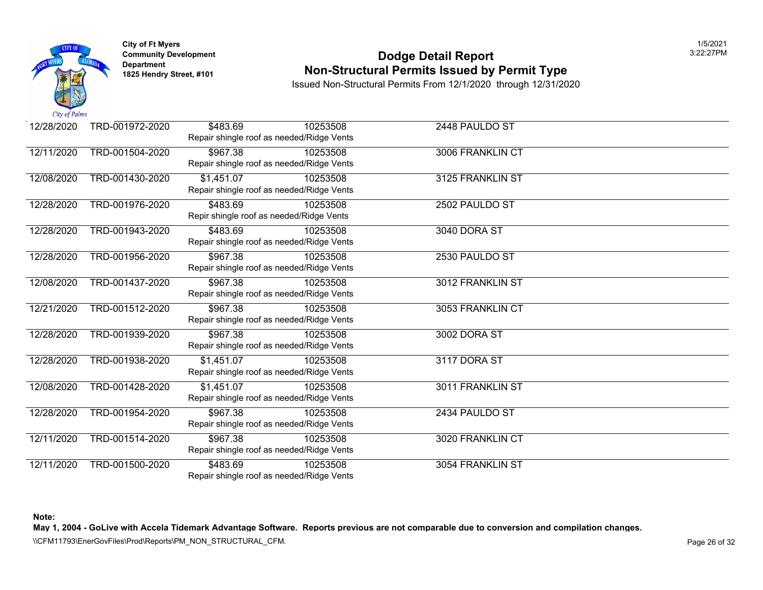City of Ft Myers
Community Development Department
1825 Hendry Street, #101

# Dodge Detail Report
## Non-Structural Permits Issued by Permit Type

Issued Non-Structural Permits From 12/1/2020 through 12/31/2020

| Date | Permit No. | Value / Description | | Address |
|---|---|---|---|---|
| 12/28/2020 | TRD-001972-2020 | $483.69 | 10253508 | 2448 PAULDO ST |
| | | Repair shingle roof as needed/Ridge Vents | | |
| 12/11/2020 | TRD-001504-2020 | $967.38 | 10253508 | 3006 FRANKLIN CT |
| | | Repair shingle roof as needed/Ridge Vents | | |
| 12/08/2020 | TRD-001430-2020 | $1,451.07 | 10253508 | 3125 FRANKLIN ST |
| | | Repair shingle roof as needed/Ridge Vents | | |
| 12/28/2020 | TRD-001976-2020 | $483.69 | 10253508 | 2502 PAULDO ST |
| | | Repir shingle roof as needed/Ridge Vents | | |
| 12/28/2020 | TRD-001943-2020 | $483.69 | 10253508 | 3040 DORA ST |
| | | Repair shingle roof as needed/Ridge Vents | | |
| 12/28/2020 | TRD-001956-2020 | $967.38 | 10253508 | 2530 PAULDO ST |
| | | Repair shingle roof as needed/Ridge Vents | | |
| 12/08/2020 | TRD-001437-2020 | $967.38 | 10253508 | 3012 FRANKLIN ST |
| | | Repair shingle roof as needed/Ridge Vents | | |
| 12/21/2020 | TRD-001512-2020 | $967.38 | 10253508 | 3053 FRANKLIN CT |
| | | Repair shingle roof as needed/Ridge Vents | | |
| 12/28/2020 | TRD-001939-2020 | $967.38 | 10253508 | 3002 DORA ST |
| | | Repair shingle roof as needed/Ridge Vents | | |
| 12/28/2020 | TRD-001938-2020 | $1,451.07 | 10253508 | 3117 DORA ST |
| | | Repair shingle roof as needed/Ridge Vents | | |
| 12/08/2020 | TRD-001428-2020 | $1,451.07 | 10253508 | 3011 FRANKLIN ST |
| | | Repair shingle roof as needed/Ridge Vents | | |
| 12/28/2020 | TRD-001954-2020 | $967.38 | 10253508 | 2434 PAULDO ST |
| | | Repair shingle roof as needed/Ridge Vents | | |
| 12/11/2020 | TRD-001514-2020 | $967.38 | 10253508 | 3020 FRANKLIN CT |
| | | Repair shingle roof as needed/Ridge Vents | | |
| 12/11/2020 | TRD-001500-2020 | $483.69 | 10253508 | 3054 FRANKLIN ST |
| | | Repair shingle roof as needed/Ridge Vents | | |

**Note:**
**May 1, 2004 - GoLive with Accela Tidemark Advantage Software. Reports previous are not comparable due to conversion and compilation changes.**

\\CFM11793\EnerGovFiles\Prod\Reports\PM_NON_STRUCTURAL_CFM.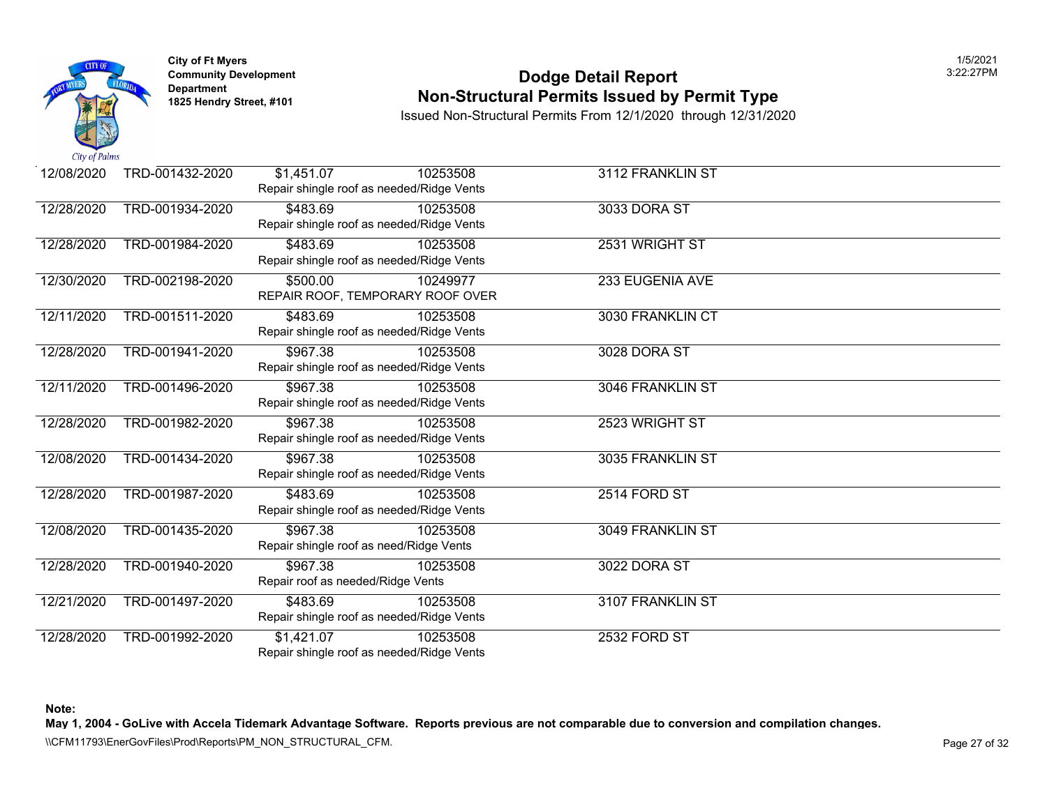City of Ft Myers
Community Development Department
1825 Hendry Street, #101

# Dodge Detail Report
## Non-Structural Permits Issued by Permit Type

Issued Non-Structural Permits From 12/1/2020 through 12/31/2020

| Date | Permit # | Value / Description | Parcel | Address |
|---|---|---|---|---|
| 12/08/2020 | TRD-001432-2020 | $1,451.07<br>Repair shingle roof as needed/Ridge Vents | 10253508 | 3112 FRANKLIN ST |
| 12/28/2020 | TRD-001934-2020 | $483.69<br>Repair shingle roof as needed/Ridge Vents | 10253508 | 3033 DORA ST |
| 12/28/2020 | TRD-001984-2020 | $483.69<br>Repair shingle roof as needed/Ridge Vents | 10253508 | 2531 WRIGHT ST |
| 12/30/2020 | TRD-002198-2020 | $500.00<br>REPAIR ROOF, TEMPORARY ROOF OVER | 10249977 | 233 EUGENIA AVE |
| 12/11/2020 | TRD-001511-2020 | $483.69<br>Repair shingle roof as needed/Ridge Vents | 10253508 | 3030 FRANKLIN CT |
| 12/28/2020 | TRD-001941-2020 | $967.38<br>Repair shingle roof as needed/Ridge Vents | 10253508 | 3028 DORA ST |
| 12/11/2020 | TRD-001496-2020 | $967.38<br>Repair shingle roof as needed/Ridge Vents | 10253508 | 3046 FRANKLIN ST |
| 12/28/2020 | TRD-001982-2020 | $967.38<br>Repair shingle roof as needed/Ridge Vents | 10253508 | 2523 WRIGHT ST |
| 12/08/2020 | TRD-001434-2020 | $967.38<br>Repair shingle roof as needed/Ridge Vents | 10253508 | 3035 FRANKLIN ST |
| 12/28/2020 | TRD-001987-2020 | $483.69<br>Repair shingle roof as needed/Ridge Vents | 10253508 | 2514 FORD ST |
| 12/08/2020 | TRD-001435-2020 | $967.38<br>Repair shingle roof as need/Ridge Vents | 10253508 | 3049 FRANKLIN ST |
| 12/28/2020 | TRD-001940-2020 | $967.38<br>Repair roof as needed/Ridge Vents | 10253508 | 3022 DORA ST |
| 12/21/2020 | TRD-001497-2020 | $483.69<br>Repair shingle roof as needed/Ridge Vents | 10253508 | 3107 FRANKLIN ST |
| 12/28/2020 | TRD-001992-2020 | $1,421.07<br>Repair shingle roof as needed/Ridge Vents | 10253508 | 2532 FORD ST |

**Note:**
**May 1, 2004 - GoLive with Accela Tidemark Advantage Software. Reports previous are not comparable due to conversion and compilation changes.**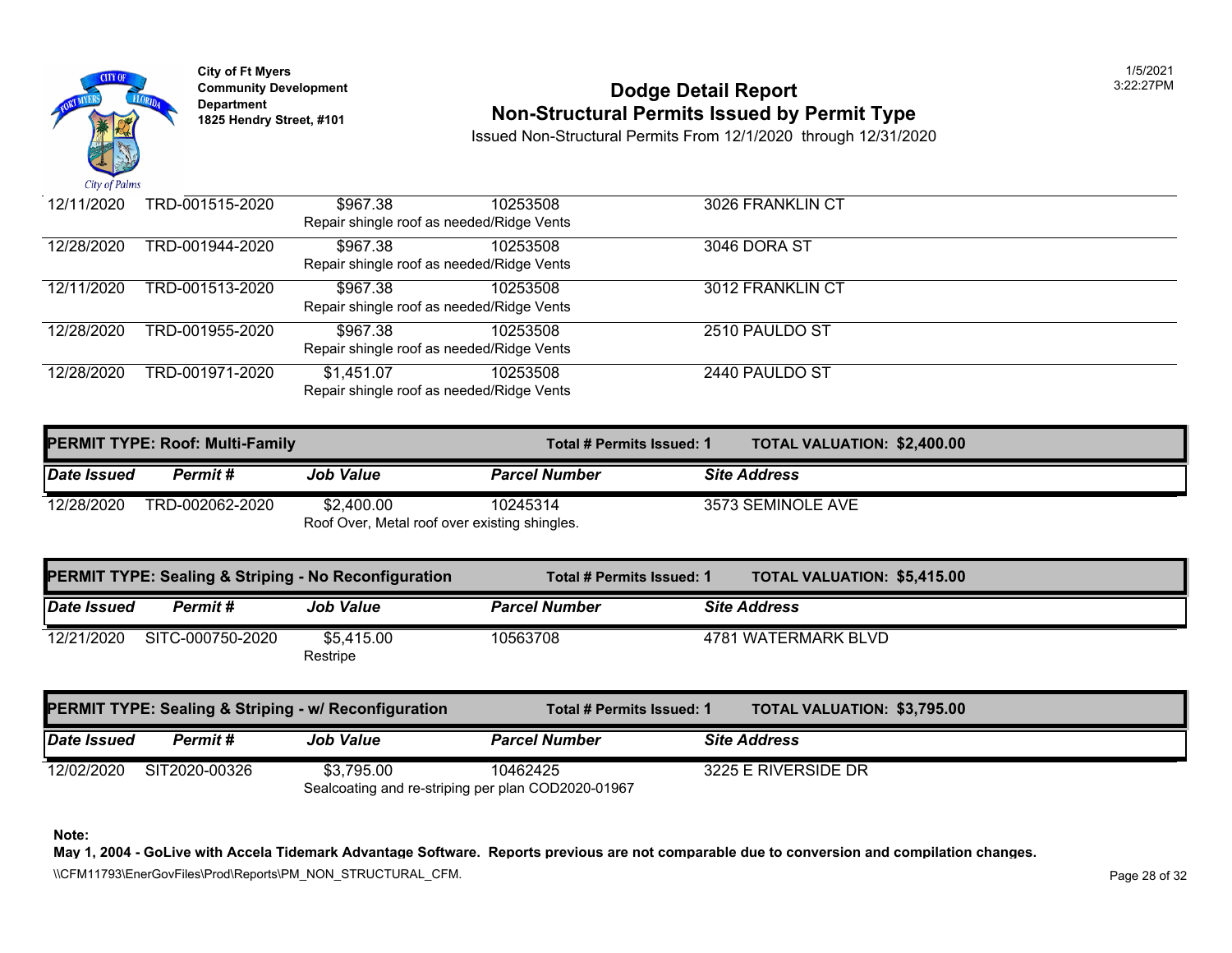| Date Issued | Permit # | Job Value | Parcel Number | Site Address |
|---|---|---|---|---|
| 12/11/2020 | TRD-001515-2020 | $967.38 | 10253508 | 3026 FRANKLIN CT |
| | | Repair shingle roof as needed/Ridge Vents | | |
| 12/28/2020 | TRD-001944-2020 | $967.38 | 10253508 | 3046 DORA ST |
| | | Repair shingle roof as needed/Ridge Vents | | |
| 12/11/2020 | TRD-001513-2020 | $967.38 | 10253508 | 3012 FRANKLIN CT |
| | | Repair shingle roof as needed/Ridge Vents | | |
| 12/28/2020 | TRD-001955-2020 | $967.38 | 10253508 | 2510 PAULDO ST |
| | | Repair shingle roof as needed/Ridge Vents | | |
| 12/28/2020 | TRD-001971-2020 | $1,451.07 | 10253508 | 2440 PAULDO ST |
| | | Repair shingle roof as needed/Ridge Vents | | |

**PERMIT TYPE: Roof: Multi-Family** | **Total # Permits Issued: 1** | **TOTAL VALUATION: $2,400.00**

| Date Issued | Permit # | Job Value | Parcel Number | Site Address |
|---|---|---|---|---|
| 12/28/2020 | TRD-002062-2020 | $2,400.00 | 10245314 | 3573 SEMINOLE AVE |
| | | Roof Over, Metal roof over existing shingles. | | |

**PERMIT TYPE: Sealing & Striping - No Reconfiguration** | **Total # Permits Issued: 1** | **TOTAL VALUATION: $5,415.00**

| Date Issued | Permit # | Job Value | Parcel Number | Site Address |
|---|---|---|---|---|
| 12/21/2020 | SITC-000750-2020 | $5,415.00 | 10563708 | 4781 WATERMARK BLVD |
| | | Restripe | | |

**PERMIT TYPE: Sealing & Striping - w/ Reconfiguration** | **Total # Permits Issued: 1** | **TOTAL VALUATION: $3,795.00**

| Date Issued | Permit # | Job Value | Parcel Number | Site Address |
|---|---|---|---|---|
| 12/02/2020 | SIT2020-00326 | $3,795.00 | 10462425 | 3225 E RIVERSIDE DR |
| | | Sealcoating and re-striping per plan COD2020-01967 | | |

**Note:**
**May 1, 2004 - GoLive with Accela Tidemark Advantage Software. Reports previous are not comparable due to conversion and compilation changes.**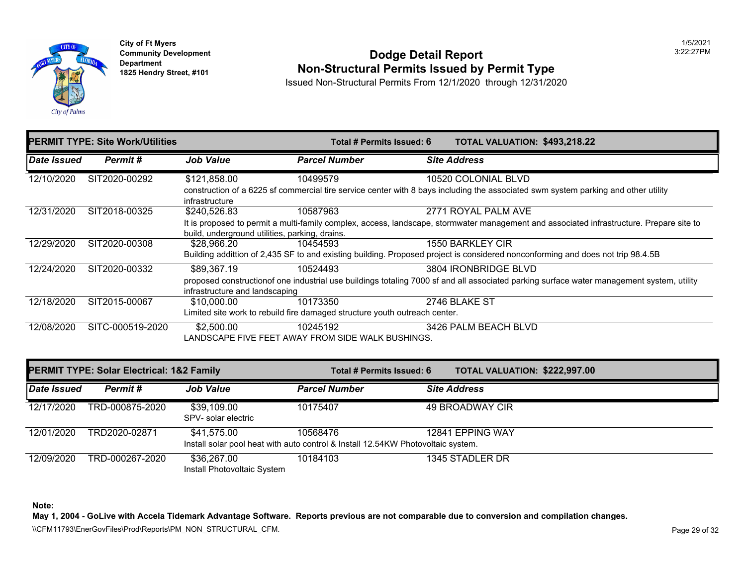City of Ft Myers
Community Development Department
1825 Hendry Street, #101

# Dodge Detail Report
## Non-Structural Permits Issued by Permit Type

Issued Non-Structural Permits From 12/1/2020 through 12/31/2020

1/5/2021
3:22:27PM

### PERMIT TYPE: Site Work/Utilities — Total # Permits Issued: 6 — TOTAL VALUATION: $493,218.22

| Date Issued | Permit # | Job Value | Parcel Number | Site Address |
|---|---|---|---|---|
| 12/10/2020 | SIT2020-00292 | $121,858.00 | 10499579 | 10520 COLONIAL BLVD |
| | | construction of a 6225 sf commercial tire service center with 8 bays including the associated swm system parking and other utility infrastructure | | |
| 12/31/2020 | SIT2018-00325 | $240,526.83 | 10587963 | 2771 ROYAL PALM AVE |
| | | It is proposed to permit a multi-family complex, access, landscape, stormwater management and associated infrastructure. Prepare site to build, underground utilities, parking, drains. | | |
| 12/29/2020 | SIT2020-00308 | $28,966.20 | 10454593 | 1550 BARKLEY CIR |
| | | Building addittion of 2,435 SF to and existing building. Proposed project is considered nonconforming and does not trip 98.4.5B | | |
| 12/24/2020 | SIT2020-00332 | $89,367.19 | 10524493 | 3804 IRONBRIDGE BLVD |
| | | proposed constructionof one industrial use buildings totaling 7000 sf and all associated parking surface water management system, utility infrastructure and landscaping | | |
| 12/18/2020 | SIT2015-00067 | $10,000.00 | 10173350 | 2746 BLAKE ST |
| | | Limited site work to rebuild fire damaged structure youth outreach center. | | |
| 12/08/2020 | SITC-000519-2020 | $2,500.00 | 10245192 | 3426 PALM BEACH BLVD |
| | | LANDSCAPE FIVE FEET AWAY FROM SIDE WALK BUSHINGS. | | |

### PERMIT TYPE: Solar Electrical: 1&2 Family — Total # Permits Issued: 6 — TOTAL VALUATION: $222,997.00

| Date Issued | Permit # | Job Value | Parcel Number | Site Address |
|---|---|---|---|---|
| 12/17/2020 | TRD-000875-2020 | $39,109.00 | 10175407 | 49 BROADWAY CIR |
| | | SPV- solar electric | | |
| 12/01/2020 | TRD2020-02871 | $41,575.00 | 10568476 | 12841 EPPING WAY |
| | | Install solar pool heat with auto control & Install 12.54KW Photovoltaic system. | | |
| 12/09/2020 | TRD-000267-2020 | $36,267.00 | 10184103 | 1345 STADLER DR |
| | | Install Photovoltaic System | | |

**Note:**
**May 1, 2004 - GoLive with Accela Tidemark Advantage Software. Reports previous are not comparable due to conversion and compilation changes.**

\\CFM11793\EnerGovFiles\Prod\Reports\PM_NON_STRUCTURAL_CFM.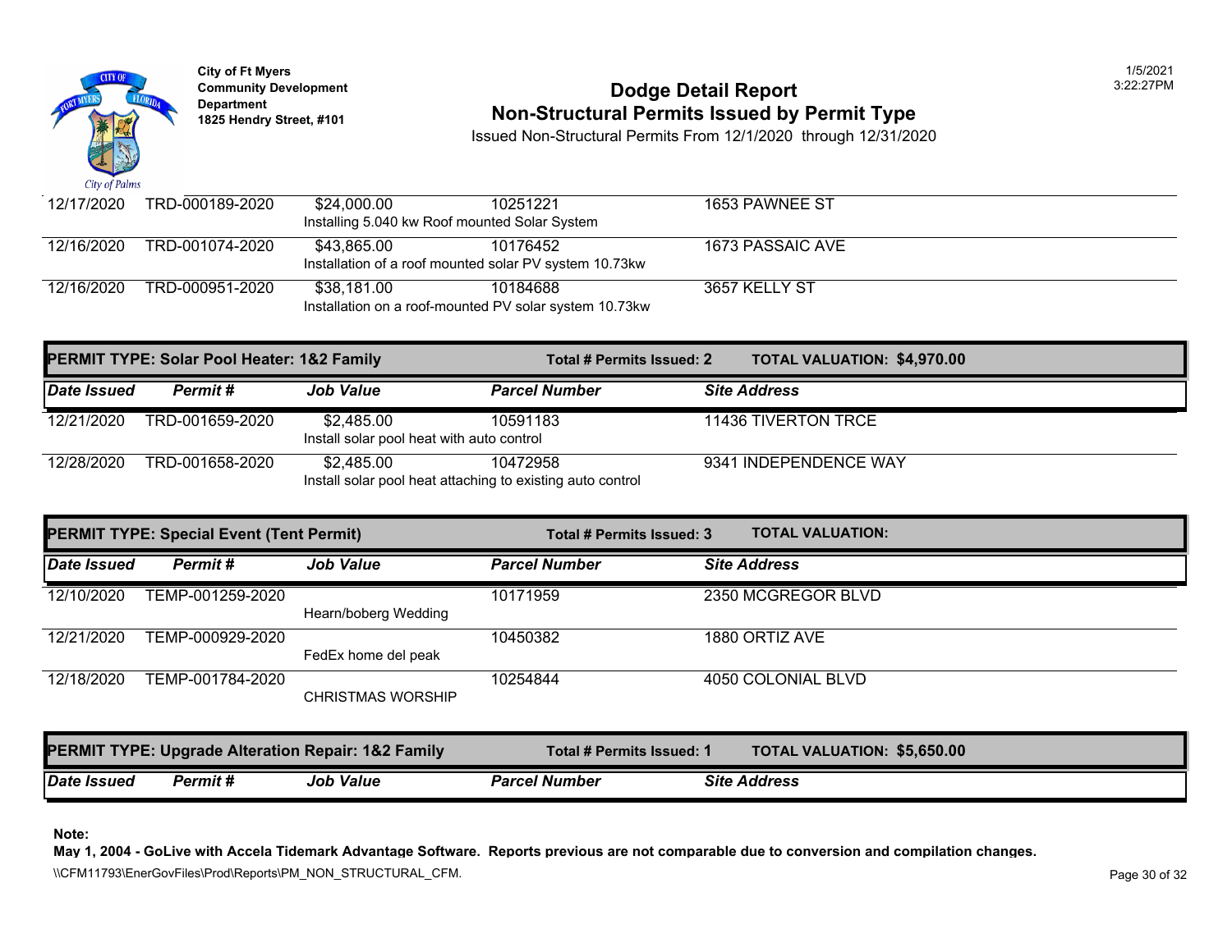**City of Ft Myers**
**Community Development Department**
**1825 Hendry Street, #101**

# Dodge Detail Report
## Non-Structural Permits Issued by Permit Type

Issued Non-Structural Permits From 12/1/2020 through 12/31/2020

1/5/2021
3:22:27PM

| Date Issued | Permit # | Job Value | Parcel Number | Site Address |
|---|---|---|---|---|
| 12/17/2020 | TRD-000189-2020 | $24,000.00 | 10251221 | 1653 PAWNEE ST |
| | | Installing 5.040 kw Roof mounted Solar System | | |
| 12/16/2020 | TRD-001074-2020 | $43,865.00 | 10176452 | 1673 PASSAIC AVE |
| | | Installation of a roof mounted solar PV system 10.73kw | | |
| 12/16/2020 | TRD-000951-2020 | $38,181.00 | 10184688 | 3657 KELLY ST |
| | | Installation on a roof-mounted PV solar system 10.73kw | | |

**PERMIT TYPE: Solar Pool Heater: 1&2 Family** — **Total # Permits Issued: 2** — **TOTAL VALUATION: $4,970.00**

| Date Issued | Permit # | Job Value | Parcel Number | Site Address |
|---|---|---|---|---|
| 12/21/2020 | TRD-001659-2020 | $2,485.00 | 10591183 | 11436 TIVERTON TRCE |
| | | Install solar pool heat with auto control | | |
| 12/28/2020 | TRD-001658-2020 | $2,485.00 | 10472958 | 9341 INDEPENDENCE WAY |
| | | Install solar pool heat attaching to existing auto control | | |

**PERMIT TYPE: Special Event (Tent Permit)** — **Total # Permits Issued: 3** — **TOTAL VALUATION:**

| Date Issued | Permit # | Job Value | Parcel Number | Site Address |
|---|---|---|---|---|
| 12/10/2020 | TEMP-001259-2020 | | 10171959 | 2350 MCGREGOR BLVD |
| | | Hearn/boberg Wedding | | |
| 12/21/2020 | TEMP-000929-2020 | | 10450382 | 1880 ORTIZ AVE |
| | | FedEx home del peak | | |
| 12/18/2020 | TEMP-001784-2020 | | 10254844 | 4050 COLONIAL BLVD |
| | | CHRISTMAS WORSHIP | | |

**PERMIT TYPE: Upgrade Alteration Repair: 1&2 Family** — **Total # Permits Issued: 1** — **TOTAL VALUATION: $5,650.00**

| Date Issued | Permit # | Job Value | Parcel Number | Site Address |
|---|---|---|---|---|

**Note:**
**May 1, 2004 - GoLive with Accela Tidemark Advantage Software. Reports previous are not comparable due to conversion and compilation changes.**

\\CFM11793\EnerGovFiles\Prod\Reports\PM_NON_STRUCTURAL_CFM.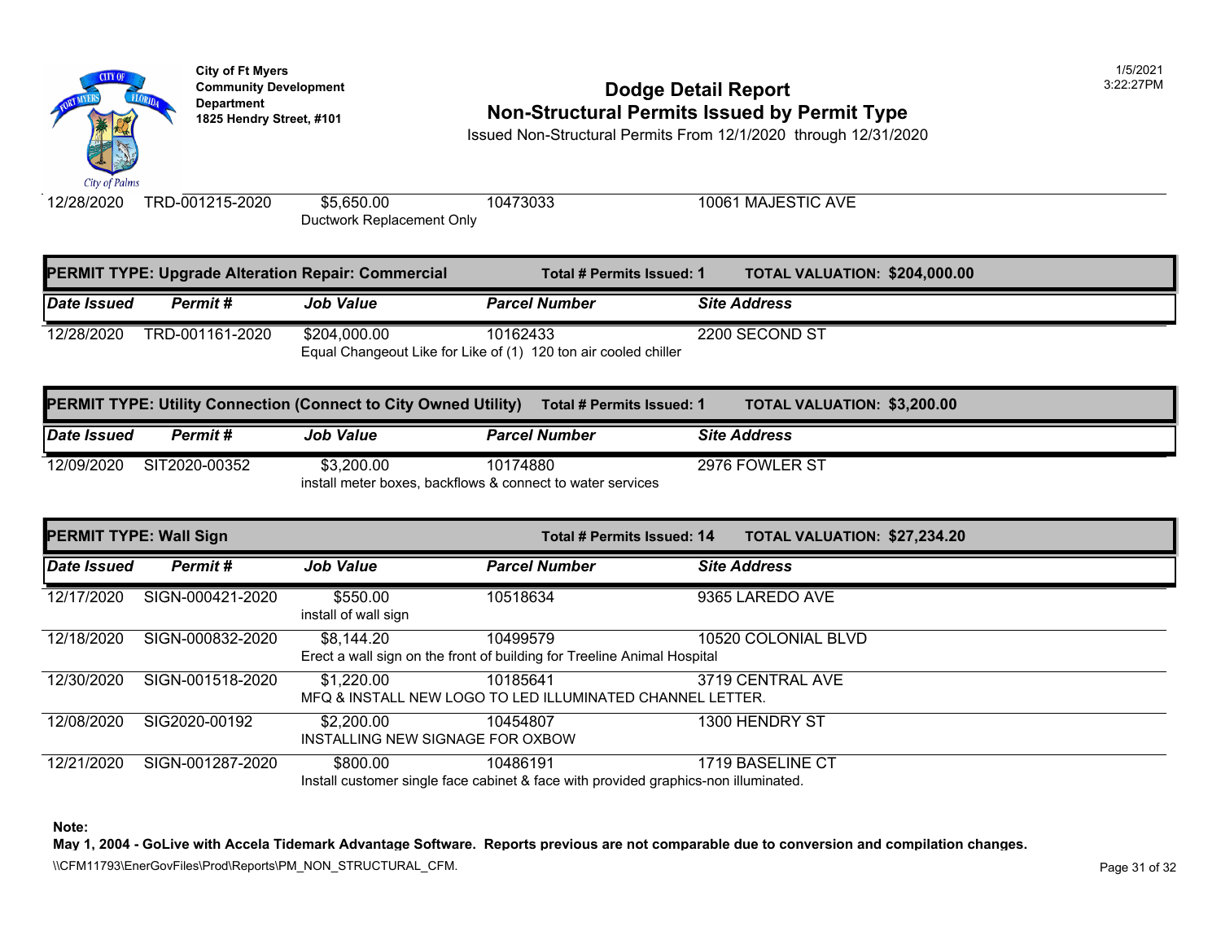| Date Issued | Permit # | Job Value | Parcel Number | Site Address |
|---|---|---|---|---|
| 12/28/2020 | TRD-001215-2020 | $5,650.00 | 10473033 | 10061 MAJESTIC AVE |
| | | Ductwork Replacement Only | | |

## PERMIT TYPE: Upgrade Alteration Repair: Commercial

**Total # Permits Issued: 1** **TOTAL VALUATION: $204,000.00**

| Date Issued | Permit # | Job Value | Parcel Number | Site Address |
|---|---|---|---|---|
| 12/28/2020 | TRD-001161-2020 | $204,000.00 | 10162433 | 2200 SECOND ST |
| | | Equal Changeout Like for Like of (1) 120 ton air cooled chiller | | |

## PERMIT TYPE: Utility Connection (Connect to City Owned Utility)

**Total # Permits Issued: 1** **TOTAL VALUATION: $3,200.00**

| Date Issued | Permit # | Job Value | Parcel Number | Site Address |
|---|---|---|---|---|
| 12/09/2020 | SIT2020-00352 | $3,200.00 | 10174880 | 2976 FOWLER ST |
| | | install meter boxes, backflows & connect to water services | | |

## PERMIT TYPE: Wall Sign

**Total # Permits Issued: 14** **TOTAL VALUATION: $27,234.20**

| Date Issued | Permit # | Job Value | Parcel Number | Site Address |
|---|---|---|---|---|
| 12/17/2020 | SIGN-000421-2020 | $550.00 | 10518634 | 9365 LAREDO AVE |
| | | install of wall sign | | |
| 12/18/2020 | SIGN-000832-2020 | $8,144.20 | 10499579 | 10520 COLONIAL BLVD |
| | | Erect a wall sign on the front of building for Treeline Animal Hospital | | |
| 12/30/2020 | SIGN-001518-2020 | $1,220.00 | 10185641 | 3719 CENTRAL AVE |
| | | MFQ & INSTALL NEW LOGO TO LED ILLUMINATED CHANNEL LETTER. | | |
| 12/08/2020 | SIG2020-00192 | $2,200.00 | 10454807 | 1300 HENDRY ST |
| | | INSTALLING NEW SIGNAGE FOR OXBOW | | |
| 12/21/2020 | SIGN-001287-2020 | $800.00 | 10486191 | 1719 BASELINE CT |
| | | Install customer single face cabinet & face with provided graphics-non illuminated. | | |

**Note:**
**May 1, 2004 - GoLive with Accela Tidemark Advantage Software. Reports previous are not comparable due to conversion and compilation changes.**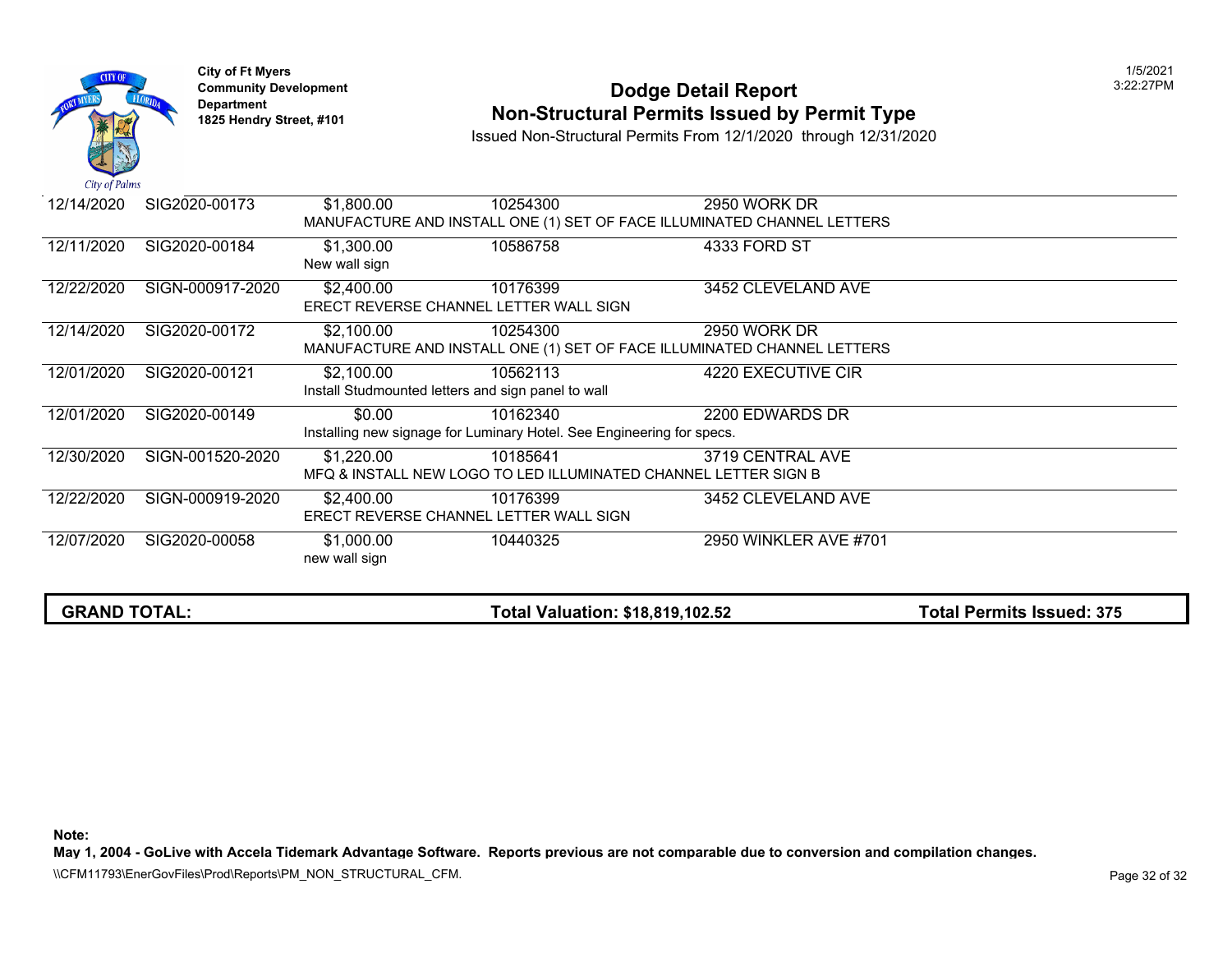City of Ft Myers
Community Development Department
1825 Hendry Street, #101

# Dodge Detail Report
## Non-Structural Permits Issued by Permit Type

Issued Non-Structural Permits From 12/1/2020 through 12/31/2020

1/5/2021
3:22:27PM

| | | | | |
|---|---|---|---|---|
| 12/14/2020 | SIG2020-00173 | $1,800.00 | 10254300 | 2950 WORK DR |
| | | MANUFACTURE AND INSTALL ONE (1) SET OF FACE ILLUMINATED CHANNEL LETTERS | | |
| 12/11/2020 | SIG2020-00184 | $1,300.00 | 10586758 | 4333 FORD ST |
| | | New wall sign | | |
| 12/22/2020 | SIGN-000917-2020 | $2,400.00 | 10176399 | 3452 CLEVELAND AVE |
| | | ERECT REVERSE CHANNEL LETTER WALL SIGN | | |
| 12/14/2020 | SIG2020-00172 | $2,100.00 | 10254300 | 2950 WORK DR |
| | | MANUFACTURE AND INSTALL ONE (1) SET OF FACE ILLUMINATED CHANNEL LETTERS | | |
| 12/01/2020 | SIG2020-00121 | $2,100.00 | 10562113 | 4220 EXECUTIVE CIR |
| | | Install Studmounted letters and sign panel to wall | | |
| 12/01/2020 | SIG2020-00149 | $0.00 | 10162340 | 2200 EDWARDS DR |
| | | Installing new signage for Luminary Hotel. See Engineering for specs. | | |
| 12/30/2020 | SIGN-001520-2020 | $1,220.00 | 10185641 | 3719 CENTRAL AVE |
| | | MFQ & INSTALL NEW LOGO TO LED ILLUMINATED CHANNEL LETTER SIGN B | | |
| 12/22/2020 | SIGN-000919-2020 | $2,400.00 | 10176399 | 3452 CLEVELAND AVE |
| | | ERECT REVERSE CHANNEL LETTER WALL SIGN | | |
| 12/07/2020 | SIG2020-00058 | $1,000.00 | 10440325 | 2950 WINKLER AVE #701 |
| | | new wall sign | | |

**GRAND TOTAL:** **Total Valuation: $18,819,102.52** **Total Permits Issued: 375**

**Note:**
**May 1, 2004 - GoLive with Accela Tidemark Advantage Software. Reports previous are not comparable due to conversion and compilation changes.**

\\CFM11793\EnerGovFiles\Prod\Reports\PM_NON_STRUCTURAL_CFM.